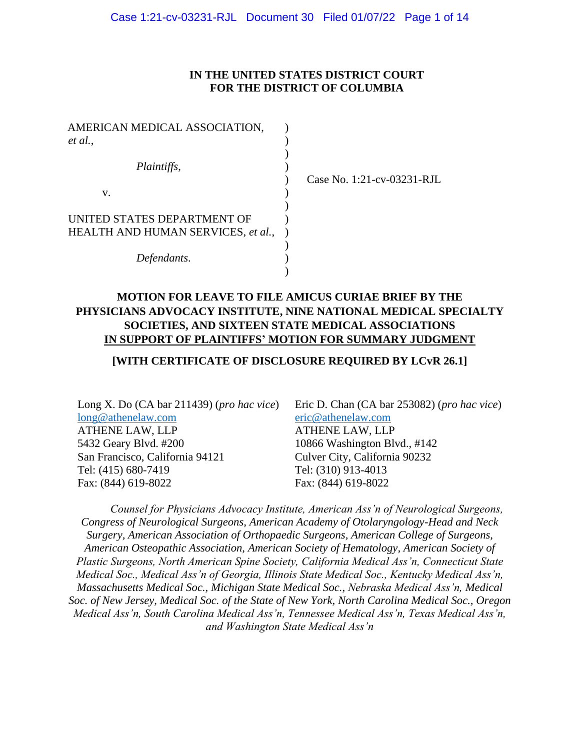**IN THE UNITED STATES DISTRICT COURT**
**FOR THE DISTRICT OF COLUMBIA**

| | | |
|---|---|---|
| AMERICAN MEDICAL ASSOCIATION, *et al.*, | ) | |
| | ) | |
| *Plaintiffs*, | ) | |
| | ) | Case No. 1:21-cv-03231-RJL |
| v. | ) | |
| | ) | |
| UNITED STATES DEPARTMENT OF HEALTH AND HUMAN SERVICES, *et al.*, | ) | |
| | ) | |
| *Defendants*. | ) | |

**MOTION FOR LEAVE TO FILE AMICUS CURIAE BRIEF BY THE PHYSICIANS ADVOCACY INSTITUTE, NINE NATIONAL MEDICAL SPECIALTY SOCIETIES, AND SIXTEEN STATE MEDICAL ASSOCIATIONS**
**<u>IN SUPPORT OF PLAINTIFFS' MOTION FOR SUMMARY JUDGMENT</u>**

**[WITH CERTIFICATE OF DISCLOSURE REQUIRED BY LCvR 26.1]**

Long X. Do (CA bar 211439) (*pro hac vice*)
long@athenelaw.com
ATHENE LAW, LLP
5432 Geary Blvd. #200
San Francisco, California 94121
Tel: (415) 680-7419
Fax: (844) 619-8022

Eric D. Chan (CA bar 253082) (*pro hac vice*)
eric@athenelaw.com
ATHENE LAW, LLP
10866 Washington Blvd., #142
Culver City, California 90232
Tel: (310) 913-4013
Fax: (844) 619-8022

*Counsel for Physicians Advocacy Institute, American Ass'n of Neurological Surgeons, Congress of Neurological Surgeons, American Academy of Otolaryngology-Head and Neck Surgery, American Association of Orthopaedic Surgeons, American College of Surgeons, American Osteopathic Association, American Society of Hematology, American Society of Plastic Surgeons, North American Spine Society, California Medical Ass'n, Connecticut State Medical Soc., Medical Ass'n of Georgia, Illinois State Medical Soc., Kentucky Medical Ass'n, Massachusetts Medical Soc., Michigan State Medical Soc., Nebraska Medical Ass'n, Medical Soc. of New Jersey, Medical Soc. of the State of New York, North Carolina Medical Soc., Oregon Medical Ass'n, South Carolina Medical Ass'n, Tennessee Medical Ass'n, Texas Medical Ass'n, and Washington State Medical Ass'n*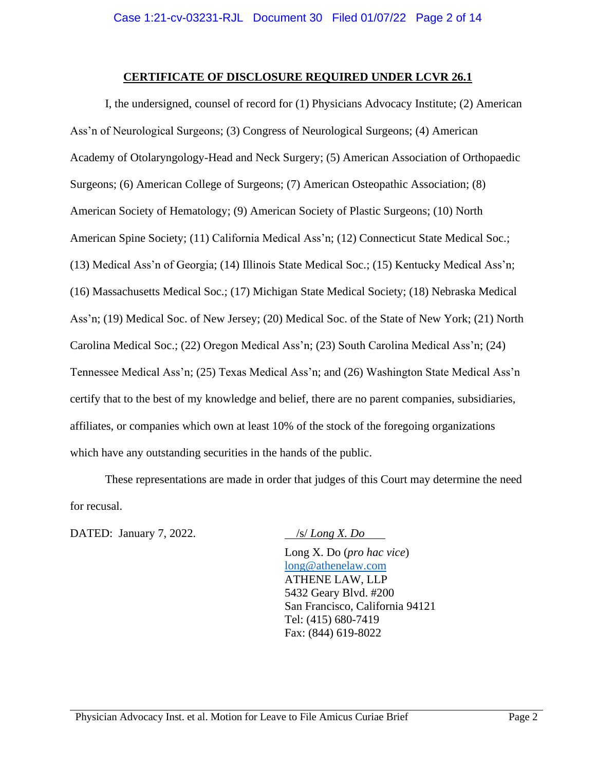## CERTIFICATE OF DISCLOSURE REQUIRED UNDER LCVR 26.1

I, the undersigned, counsel of record for (1) Physicians Advocacy Institute; (2) American Ass'n of Neurological Surgeons; (3) Congress of Neurological Surgeons; (4) American Academy of Otolaryngology-Head and Neck Surgery; (5) American Association of Orthopaedic Surgeons; (6) American College of Surgeons; (7) American Osteopathic Association; (8) American Society of Hematology; (9) American Society of Plastic Surgeons; (10) North American Spine Society; (11) California Medical Ass'n; (12) Connecticut State Medical Soc.; (13) Medical Ass'n of Georgia; (14) Illinois State Medical Soc.; (15) Kentucky Medical Ass'n; (16) Massachusetts Medical Soc.; (17) Michigan State Medical Society; (18) Nebraska Medical Ass'n; (19) Medical Soc. of New Jersey; (20) Medical Soc. of the State of New York; (21) North Carolina Medical Soc.; (22) Oregon Medical Ass'n; (23) South Carolina Medical Ass'n; (24) Tennessee Medical Ass'n; (25) Texas Medical Ass'n; and (26) Washington State Medical Ass'n certify that to the best of my knowledge and belief, there are no parent companies, subsidiaries, affiliates, or companies which own at least 10% of the stock of the foregoing organizations which have any outstanding securities in the hands of the public.

These representations are made in order that judges of this Court may determine the need for recusal.

DATED: January 7, 2022.

/s/ *Long X. Do*

Long X. Do (*pro hac vice*)
long@athenelaw.com
ATHENE LAW, LLP
5432 Geary Blvd. #200
San Francisco, California 94121
Tel: (415) 680-7419
Fax: (844) 619-8022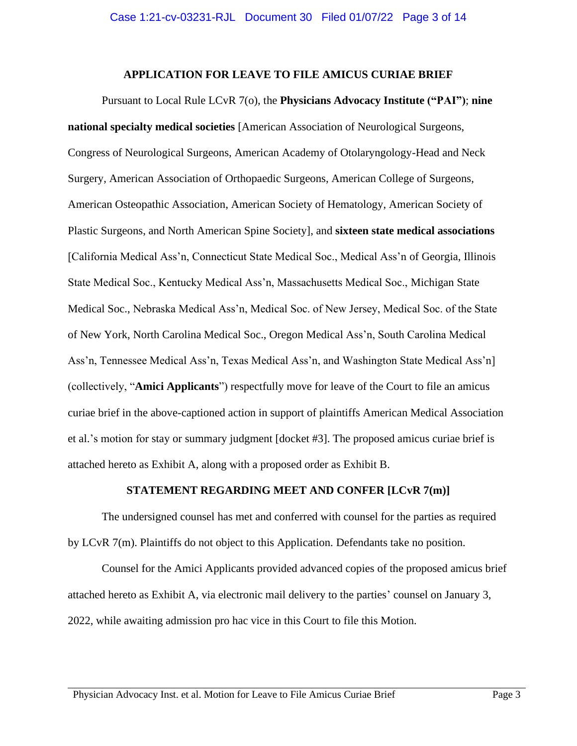## APPLICATION FOR LEAVE TO FILE AMICUS CURIAE BRIEF

Pursuant to Local Rule LCvR 7(o), the **Physicians Advocacy Institute ("PAI")**; **nine national specialty medical societies** [American Association of Neurological Surgeons, Congress of Neurological Surgeons, American Academy of Otolaryngology-Head and Neck Surgery, American Association of Orthopaedic Surgeons, American College of Surgeons, American Osteopathic Association, American Society of Hematology, American Society of Plastic Surgeons, and North American Spine Society], and **sixteen state medical associations** [California Medical Ass'n, Connecticut State Medical Soc., Medical Ass'n of Georgia, Illinois State Medical Soc., Kentucky Medical Ass'n, Massachusetts Medical Soc., Michigan State Medical Soc., Nebraska Medical Ass'n, Medical Soc. of New Jersey, Medical Soc. of the State of New York, North Carolina Medical Soc., Oregon Medical Ass'n, South Carolina Medical Ass'n, Tennessee Medical Ass'n, Texas Medical Ass'n, and Washington State Medical Ass'n] (collectively, "**Amici Applicants**") respectfully move for leave of the Court to file an amicus curiae brief in the above-captioned action in support of plaintiffs American Medical Association et al.'s motion for stay or summary judgment [docket #3]. The proposed amicus curiae brief is attached hereto as Exhibit A, along with a proposed order as Exhibit B.

## STATEMENT REGARDING MEET AND CONFER [LCvR 7(m)]

The undersigned counsel has met and conferred with counsel for the parties as required by LCvR 7(m). Plaintiffs do not object to this Application. Defendants take no position.

Counsel for the Amici Applicants provided advanced copies of the proposed amicus brief attached hereto as Exhibit A, via electronic mail delivery to the parties' counsel on January 3, 2022, while awaiting admission pro hac vice in this Court to file this Motion.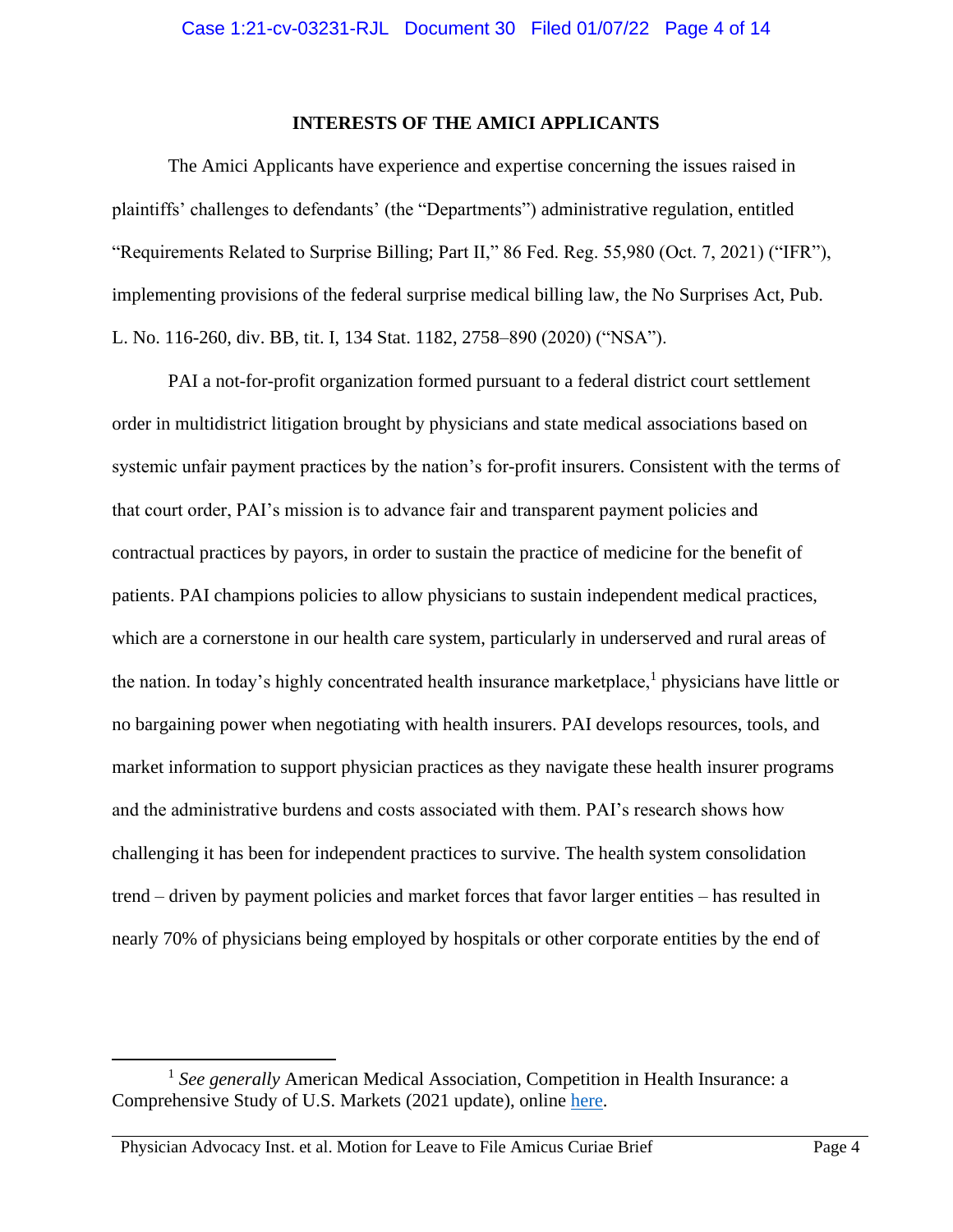## INTERESTS OF THE AMICI APPLICANTS

The Amici Applicants have experience and expertise concerning the issues raised in plaintiffs' challenges to defendants' (the "Departments") administrative regulation, entitled "Requirements Related to Surprise Billing; Part II," 86 Fed. Reg. 55,980 (Oct. 7, 2021) ("IFR"), implementing provisions of the federal surprise medical billing law, the No Surprises Act, Pub. L. No. 116-260, div. BB, tit. I, 134 Stat. 1182, 2758–890 (2020) ("NSA").

PAI a not-for-profit organization formed pursuant to a federal district court settlement order in multidistrict litigation brought by physicians and state medical associations based on systemic unfair payment practices by the nation's for-profit insurers. Consistent with the terms of that court order, PAI's mission is to advance fair and transparent payment policies and contractual practices by payors, in order to sustain the practice of medicine for the benefit of patients. PAI champions policies to allow physicians to sustain independent medical practices, which are a cornerstone in our health care system, particularly in underserved and rural areas of the nation. In today's highly concentrated health insurance marketplace,[1] physicians have little or no bargaining power when negotiating with health insurers. PAI develops resources, tools, and market information to support physician practices as they navigate these health insurer programs and the administrative burdens and costs associated with them. PAI's research shows how challenging it has been for independent practices to survive. The health system consolidation trend – driven by payment policies and market forces that favor larger entities – has resulted in nearly 70% of physicians being employed by hospitals or other corporate entities by the end of

---

[1] *See generally* American Medical Association, Competition in Health Insurance: a Comprehensive Study of U.S. Markets (2021 update), online here.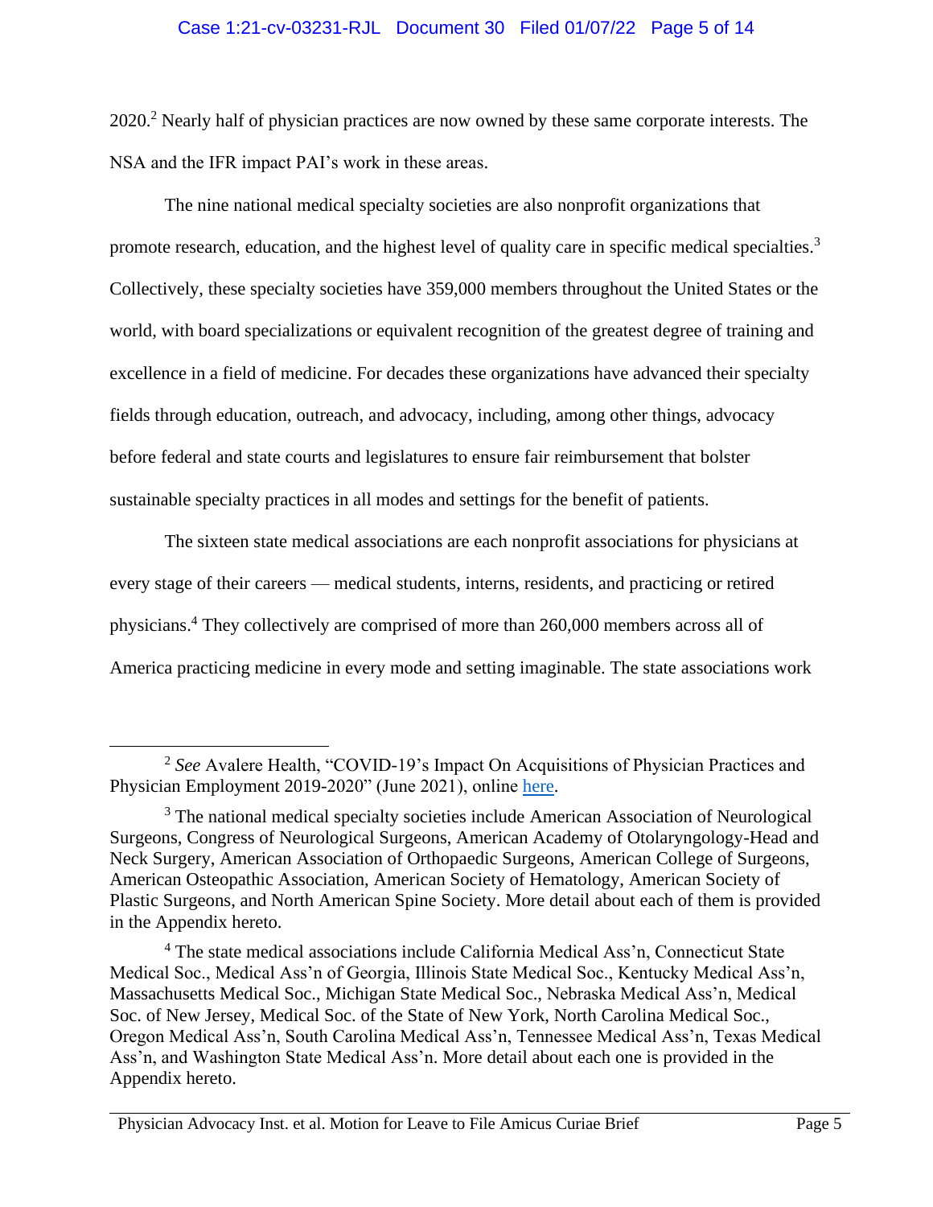2020.[2] Nearly half of physician practices are now owned by these same corporate interests. The NSA and the IFR impact PAI's work in these areas.

The nine national medical specialty societies are also nonprofit organizations that promote research, education, and the highest level of quality care in specific medical specialties.[3] Collectively, these specialty societies have 359,000 members throughout the United States or the world, with board specializations or equivalent recognition of the greatest degree of training and excellence in a field of medicine. For decades these organizations have advanced their specialty fields through education, outreach, and advocacy, including, among other things, advocacy before federal and state courts and legislatures to ensure fair reimbursement that bolster sustainable specialty practices in all modes and settings for the benefit of patients.

The sixteen state medical associations are each nonprofit associations for physicians at every stage of their careers — medical students, interns, residents, and practicing or retired physicians.[4] They collectively are comprised of more than 260,000 members across all of America practicing medicine in every mode and setting imaginable. The state associations work

---

[2] *See* Avalere Health, "COVID-19's Impact On Acquisitions of Physician Practices and Physician Employment 2019-2020" (June 2021), online here.

[3] The national medical specialty societies include American Association of Neurological Surgeons, Congress of Neurological Surgeons, American Academy of Otolaryngology-Head and Neck Surgery, American Association of Orthopaedic Surgeons, American College of Surgeons, American Osteopathic Association, American Society of Hematology, American Society of Plastic Surgeons, and North American Spine Society. More detail about each of them is provided in the Appendix hereto.

[4] The state medical associations include California Medical Ass'n, Connecticut State Medical Soc., Medical Ass'n of Georgia, Illinois State Medical Soc., Kentucky Medical Ass'n, Massachusetts Medical Soc., Michigan State Medical Soc., Nebraska Medical Ass'n, Medical Soc. of New Jersey, Medical Soc. of the State of New York, North Carolina Medical Soc., Oregon Medical Ass'n, South Carolina Medical Ass'n, Tennessee Medical Ass'n, Texas Medical Ass'n, and Washington State Medical Ass'n. More detail about each one is provided in the Appendix hereto.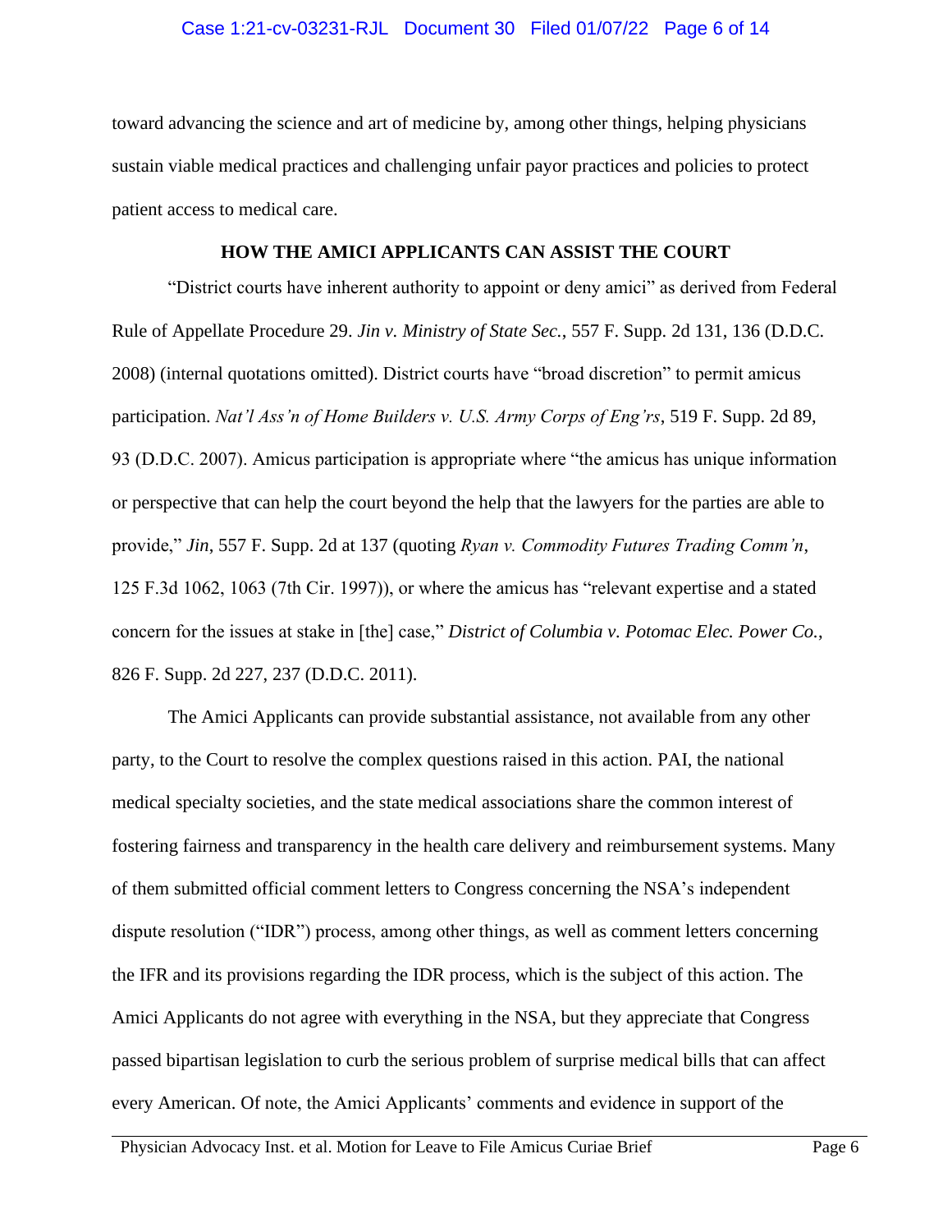toward advancing the science and art of medicine by, among other things, helping physicians sustain viable medical practices and challenging unfair payor practices and policies to protect patient access to medical care.

## HOW THE AMICI APPLICANTS CAN ASSIST THE COURT

"District courts have inherent authority to appoint or deny amici" as derived from Federal Rule of Appellate Procedure 29. *Jin v. Ministry of State Sec.*, 557 F. Supp. 2d 131, 136 (D.D.C. 2008) (internal quotations omitted). District courts have "broad discretion" to permit amicus participation. *Nat'l Ass'n of Home Builders v. U.S. Army Corps of Eng'rs*, 519 F. Supp. 2d 89, 93 (D.D.C. 2007). Amicus participation is appropriate where "the amicus has unique information or perspective that can help the court beyond the help that the lawyers for the parties are able to provide," *Jin*, 557 F. Supp. 2d at 137 (quoting *Ryan v. Commodity Futures Trading Comm'n*, 125 F.3d 1062, 1063 (7th Cir. 1997)), or where the amicus has "relevant expertise and a stated concern for the issues at stake in [the] case," *District of Columbia v. Potomac Elec. Power Co.*, 826 F. Supp. 2d 227, 237 (D.D.C. 2011).

The Amici Applicants can provide substantial assistance, not available from any other party, to the Court to resolve the complex questions raised in this action. PAI, the national medical specialty societies, and the state medical associations share the common interest of fostering fairness and transparency in the health care delivery and reimbursement systems. Many of them submitted official comment letters to Congress concerning the NSA's independent dispute resolution ("IDR") process, among other things, as well as comment letters concerning the IFR and its provisions regarding the IDR process, which is the subject of this action. The Amici Applicants do not agree with everything in the NSA, but they appreciate that Congress passed bipartisan legislation to curb the serious problem of surprise medical bills that can affect every American. Of note, the Amici Applicants' comments and evidence in support of the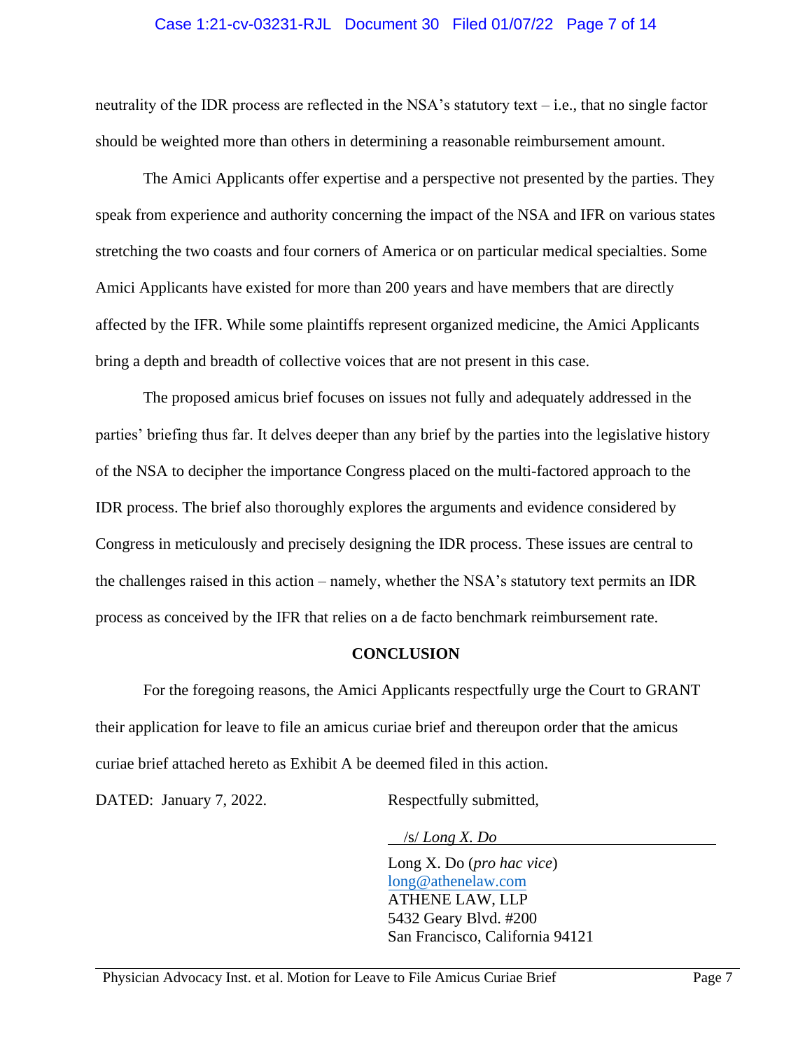neutrality of the IDR process are reflected in the NSA's statutory text – i.e., that no single factor should be weighted more than others in determining a reasonable reimbursement amount.

The Amici Applicants offer expertise and a perspective not presented by the parties. They speak from experience and authority concerning the impact of the NSA and IFR on various states stretching the two coasts and four corners of America or on particular medical specialties. Some Amici Applicants have existed for more than 200 years and have members that are directly affected by the IFR. While some plaintiffs represent organized medicine, the Amici Applicants bring a depth and breadth of collective voices that are not present in this case.

The proposed amicus brief focuses on issues not fully and adequately addressed in the parties' briefing thus far. It delves deeper than any brief by the parties into the legislative history of the NSA to decipher the importance Congress placed on the multi-factored approach to the IDR process. The brief also thoroughly explores the arguments and evidence considered by Congress in meticulously and precisely designing the IDR process. These issues are central to the challenges raised in this action – namely, whether the NSA's statutory text permits an IDR process as conceived by the IFR that relies on a de facto benchmark reimbursement rate.

**CONCLUSION**

For the foregoing reasons, the Amici Applicants respectfully urge the Court to GRANT their application for leave to file an amicus curiae brief and thereupon order that the amicus curiae brief attached hereto as Exhibit A be deemed filed in this action.

DATED: January 7, 2022.

Respectfully submitted,

/s/ *Long X. Do*

Long X. Do (*pro hac vice*)
long@athenelaw.com
ATHENE LAW, LLP
5432 Geary Blvd. #200
San Francisco, California 94121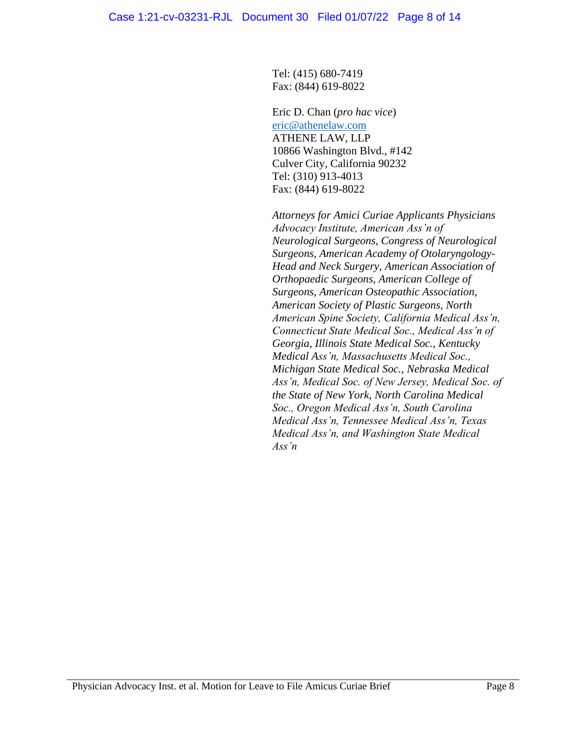Tel: (415) 680-7419
Fax: (844) 619-8022

Eric D. Chan (*pro hac vice*)
eric@athenelaw.com
ATHENE LAW, LLP
10866 Washington Blvd., #142
Culver City, California 90232
Tel: (310) 913-4013
Fax: (844) 619-8022

*Attorneys for Amici Curiae Applicants Physicians Advocacy Institute, American Ass'n of Neurological Surgeons, Congress of Neurological Surgeons, American Academy of Otolaryngology-Head and Neck Surgery, American Association of Orthopaedic Surgeons, American College of Surgeons, American Osteopathic Association, American Society of Plastic Surgeons, North American Spine Society, California Medical Ass'n, Connecticut State Medical Soc., Medical Ass'n of Georgia, Illinois State Medical Soc., Kentucky Medical Ass'n, Massachusetts Medical Soc., Michigan State Medical Soc., Nebraska Medical Ass'n, Medical Soc. of New Jersey, Medical Soc. of the State of New York, North Carolina Medical Soc., Oregon Medical Ass'n, South Carolina Medical Ass'n, Tennessee Medical Ass'n, Texas Medical Ass'n, and Washington State Medical Ass'n*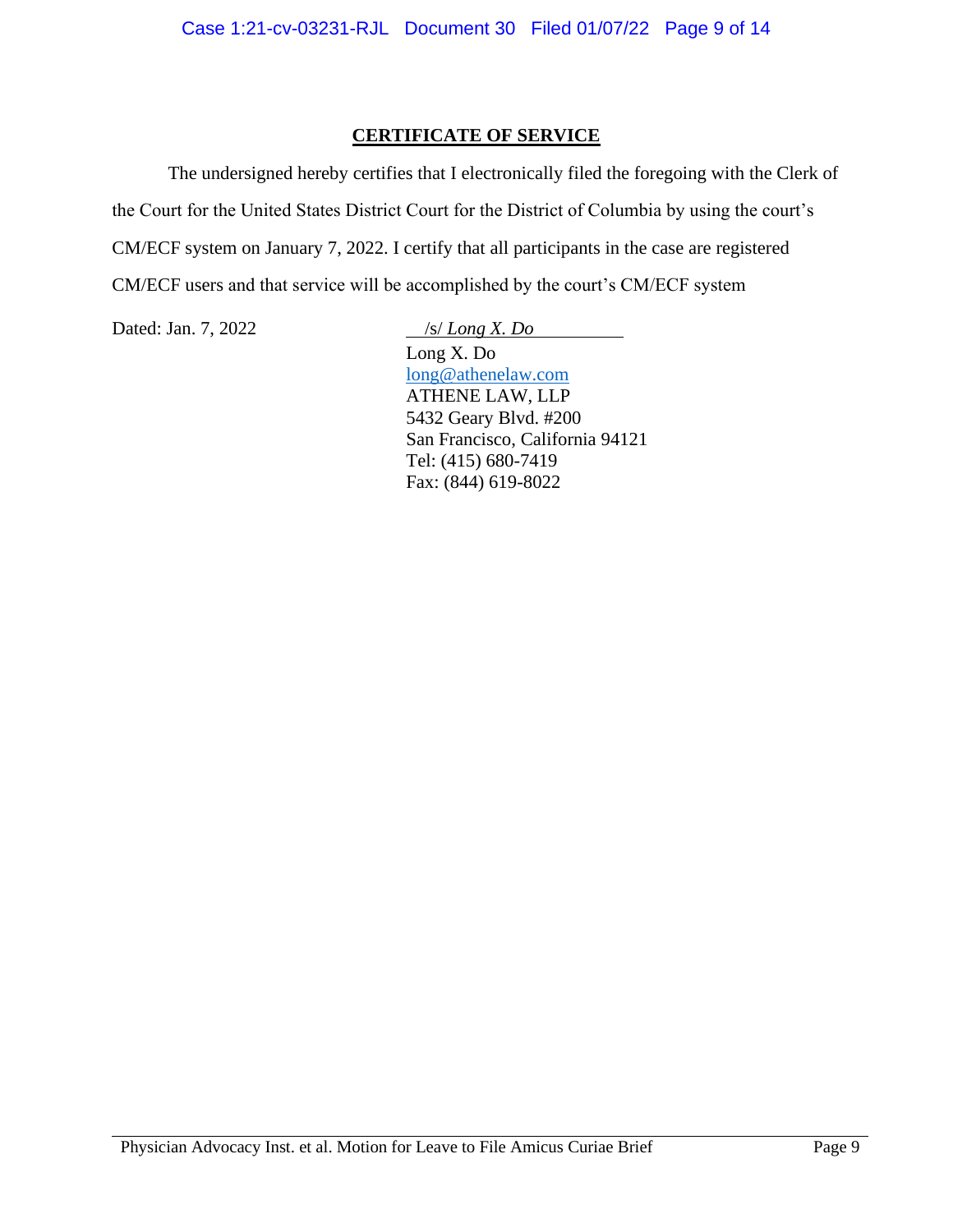## CERTIFICATE OF SERVICE

The undersigned hereby certifies that I electronically filed the foregoing with the Clerk of the Court for the United States District Court for the District of Columbia by using the court's CM/ECF system on January 7, 2022. I certify that all participants in the case are registered CM/ECF users and that service will be accomplished by the court's CM/ECF system

Dated: Jan. 7, 2022

/s/ *Long X. Do*
Long X. Do
long@athenelaw.com
ATHENE LAW, LLP
5432 Geary Blvd. #200
San Francisco, California 94121
Tel: (415) 680-7419
Fax: (844) 619-8022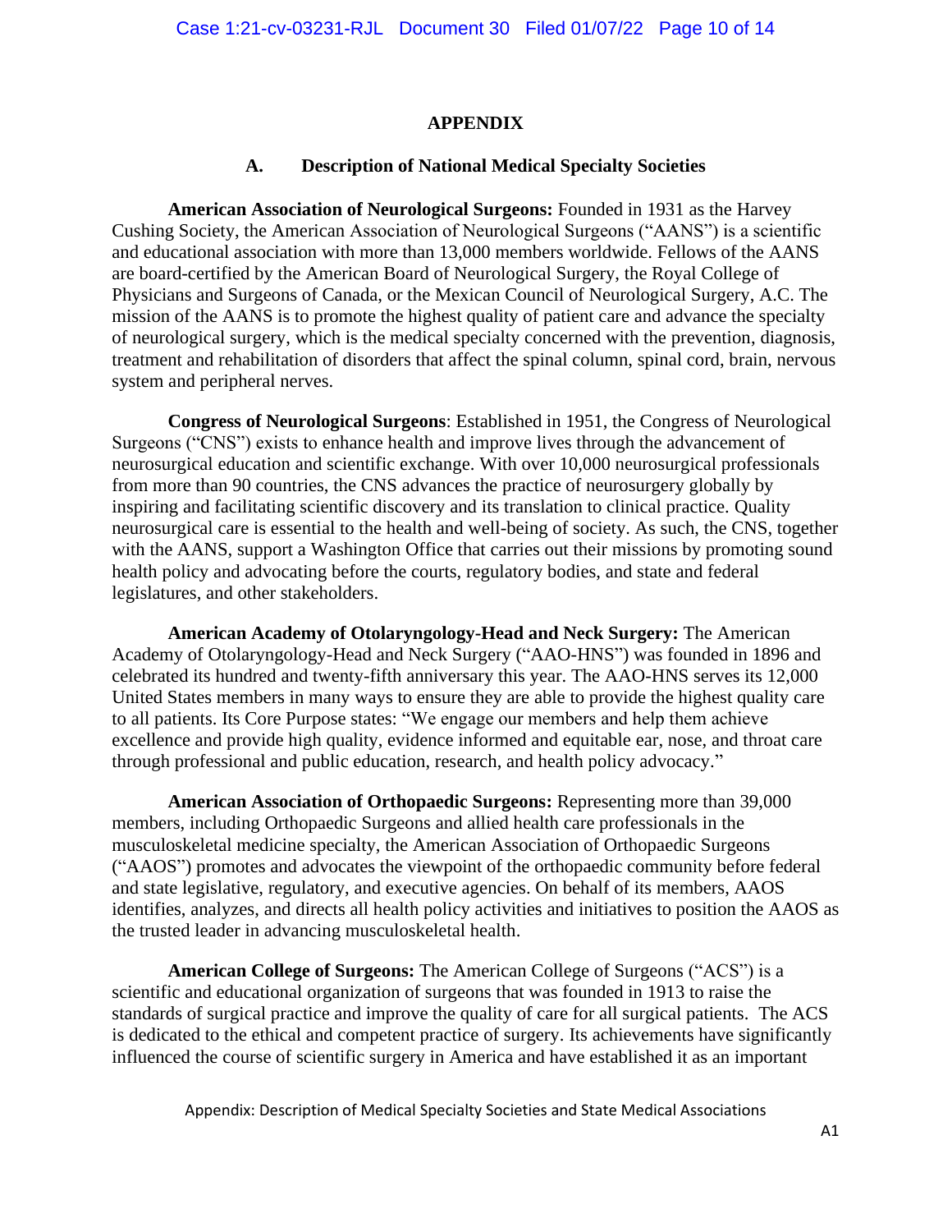## APPENDIX

### A. Description of National Medical Specialty Societies

**American Association of Neurological Surgeons:** Founded in 1931 as the Harvey Cushing Society, the American Association of Neurological Surgeons ("AANS") is a scientific and educational association with more than 13,000 members worldwide. Fellows of the AANS are board-certified by the American Board of Neurological Surgery, the Royal College of Physicians and Surgeons of Canada, or the Mexican Council of Neurological Surgery, A.C. The mission of the AANS is to promote the highest quality of patient care and advance the specialty of neurological surgery, which is the medical specialty concerned with the prevention, diagnosis, treatment and rehabilitation of disorders that affect the spinal column, spinal cord, brain, nervous system and peripheral nerves.

**Congress of Neurological Surgeons**: Established in 1951, the Congress of Neurological Surgeons ("CNS") exists to enhance health and improve lives through the advancement of neurosurgical education and scientific exchange. With over 10,000 neurosurgical professionals from more than 90 countries, the CNS advances the practice of neurosurgery globally by inspiring and facilitating scientific discovery and its translation to clinical practice. Quality neurosurgical care is essential to the health and well-being of society. As such, the CNS, together with the AANS, support a Washington Office that carries out their missions by promoting sound health policy and advocating before the courts, regulatory bodies, and state and federal legislatures, and other stakeholders.

**American Academy of Otolaryngology-Head and Neck Surgery:** The American Academy of Otolaryngology-Head and Neck Surgery ("AAO-HNS") was founded in 1896 and celebrated its hundred and twenty-fifth anniversary this year. The AAO-HNS serves its 12,000 United States members in many ways to ensure they are able to provide the highest quality care to all patients. Its Core Purpose states: "We engage our members and help them achieve excellence and provide high quality, evidence informed and equitable ear, nose, and throat care through professional and public education, research, and health policy advocacy."

**American Association of Orthopaedic Surgeons:** Representing more than 39,000 members, including Orthopaedic Surgeons and allied health care professionals in the musculoskeletal medicine specialty, the American Association of Orthopaedic Surgeons ("AAOS") promotes and advocates the viewpoint of the orthopaedic community before federal and state legislative, regulatory, and executive agencies. On behalf of its members, AAOS identifies, analyzes, and directs all health policy activities and initiatives to position the AAOS as the trusted leader in advancing musculoskeletal health.

**American College of Surgeons:** The American College of Surgeons ("ACS") is a scientific and educational organization of surgeons that was founded in 1913 to raise the standards of surgical practice and improve the quality of care for all surgical patients. The ACS is dedicated to the ethical and competent practice of surgery. Its achievements have significantly influenced the course of scientific surgery in America and have established it as an important

Appendix: Description of Medical Specialty Societies and State Medical Associations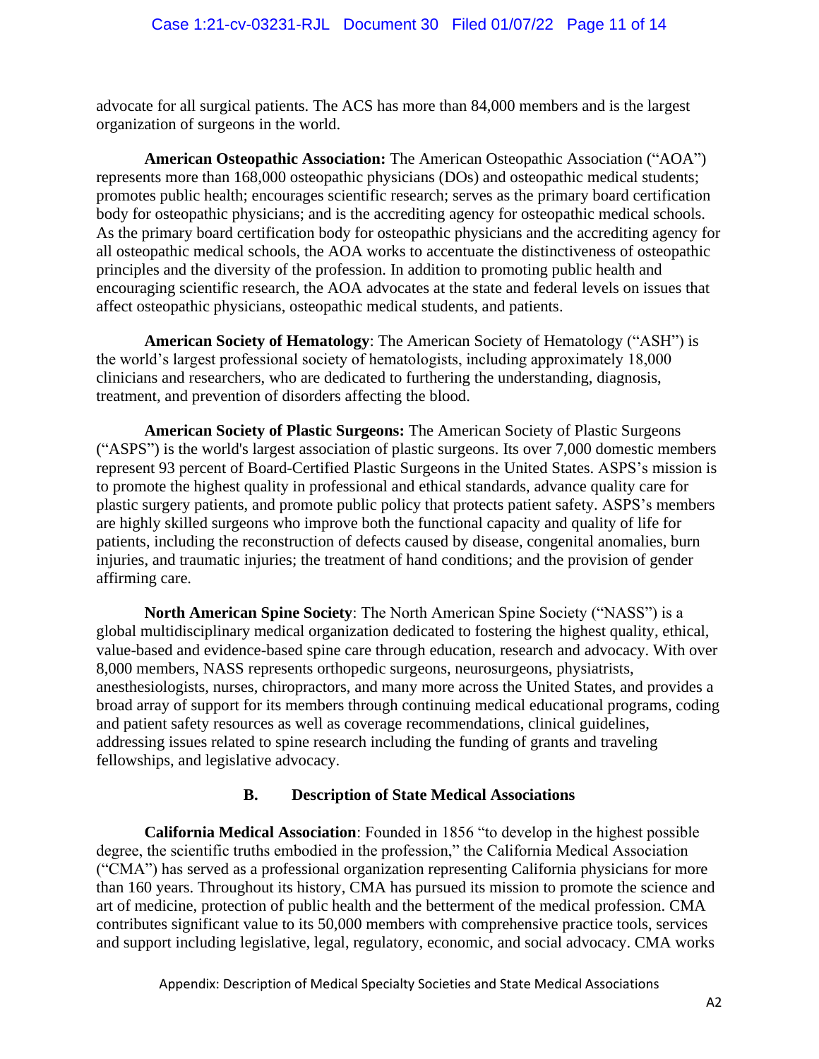advocate for all surgical patients. The ACS has more than 84,000 members and is the largest organization of surgeons in the world.

**American Osteopathic Association:** The American Osteopathic Association ("AOA") represents more than 168,000 osteopathic physicians (DOs) and osteopathic medical students; promotes public health; encourages scientific research; serves as the primary board certification body for osteopathic physicians; and is the accrediting agency for osteopathic medical schools. As the primary board certification body for osteopathic physicians and the accrediting agency for all osteopathic medical schools, the AOA works to accentuate the distinctiveness of osteopathic principles and the diversity of the profession. In addition to promoting public health and encouraging scientific research, the AOA advocates at the state and federal levels on issues that affect osteopathic physicians, osteopathic medical students, and patients.

**American Society of Hematology**: The American Society of Hematology ("ASH") is the world's largest professional society of hematologists, including approximately 18,000 clinicians and researchers, who are dedicated to furthering the understanding, diagnosis, treatment, and prevention of disorders affecting the blood.

**American Society of Plastic Surgeons:** The American Society of Plastic Surgeons ("ASPS") is the world's largest association of plastic surgeons. Its over 7,000 domestic members represent 93 percent of Board-Certified Plastic Surgeons in the United States. ASPS's mission is to promote the highest quality in professional and ethical standards, advance quality care for plastic surgery patients, and promote public policy that protects patient safety. ASPS's members are highly skilled surgeons who improve both the functional capacity and quality of life for patients, including the reconstruction of defects caused by disease, congenital anomalies, burn injuries, and traumatic injuries; the treatment of hand conditions; and the provision of gender affirming care.

**North American Spine Society**: The North American Spine Society ("NASS") is a global multidisciplinary medical organization dedicated to fostering the highest quality, ethical, value-based and evidence-based spine care through education, research and advocacy. With over 8,000 members, NASS represents orthopedic surgeons, neurosurgeons, physiatrists, anesthesiologists, nurses, chiropractors, and many more across the United States, and provides a broad array of support for its members through continuing medical educational programs, coding and patient safety resources as well as coverage recommendations, clinical guidelines, addressing issues related to spine research including the funding of grants and traveling fellowships, and legislative advocacy.

## B. Description of State Medical Associations

**California Medical Association**: Founded in 1856 "to develop in the highest possible degree, the scientific truths embodied in the profession," the California Medical Association ("CMA") has served as a professional organization representing California physicians for more than 160 years. Throughout its history, CMA has pursued its mission to promote the science and art of medicine, protection of public health and the betterment of the medical profession. CMA contributes significant value to its 50,000 members with comprehensive practice tools, services and support including legislative, legal, regulatory, economic, and social advocacy. CMA works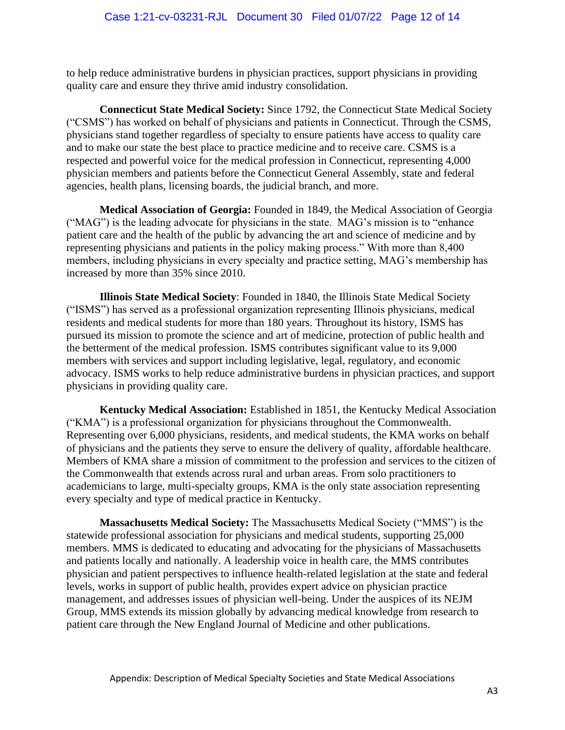to help reduce administrative burdens in physician practices, support physicians in providing quality care and ensure they thrive amid industry consolidation.

**Connecticut State Medical Society:** Since 1792, the Connecticut State Medical Society ("CSMS") has worked on behalf of physicians and patients in Connecticut. Through the CSMS, physicians stand together regardless of specialty to ensure patients have access to quality care and to make our state the best place to practice medicine and to receive care. CSMS is a respected and powerful voice for the medical profession in Connecticut, representing 4,000 physician members and patients before the Connecticut General Assembly, state and federal agencies, health plans, licensing boards, the judicial branch, and more.

**Medical Association of Georgia:** Founded in 1849, the Medical Association of Georgia ("MAG") is the leading advocate for physicians in the state. MAG's mission is to "enhance patient care and the health of the public by advancing the art and science of medicine and by representing physicians and patients in the policy making process." With more than 8,400 members, including physicians in every specialty and practice setting, MAG's membership has increased by more than 35% since 2010.

**Illinois State Medical Society**: Founded in 1840, the Illinois State Medical Society ("ISMS") has served as a professional organization representing Illinois physicians, medical residents and medical students for more than 180 years. Throughout its history, ISMS has pursued its mission to promote the science and art of medicine, protection of public health and the betterment of the medical profession. ISMS contributes significant value to its 9,000 members with services and support including legislative, legal, regulatory, and economic advocacy. ISMS works to help reduce administrative burdens in physician practices, and support physicians in providing quality care.

**Kentucky Medical Association:** Established in 1851, the Kentucky Medical Association ("KMA") is a professional organization for physicians throughout the Commonwealth. Representing over 6,000 physicians, residents, and medical students, the KMA works on behalf of physicians and the patients they serve to ensure the delivery of quality, affordable healthcare. Members of KMA share a mission of commitment to the profession and services to the citizen of the Commonwealth that extends across rural and urban areas. From solo practitioners to academicians to large, multi-specialty groups, KMA is the only state association representing every specialty and type of medical practice in Kentucky.

**Massachusetts Medical Society:** The Massachusetts Medical Society ("MMS") is the statewide professional association for physicians and medical students, supporting 25,000 members. MMS is dedicated to educating and advocating for the physicians of Massachusetts and patients locally and nationally. A leadership voice in health care, the MMS contributes physician and patient perspectives to influence health-related legislation at the state and federal levels, works in support of public health, provides expert advice on physician practice management, and addresses issues of physician well-being. Under the auspices of its NEJM Group, MMS extends its mission globally by advancing medical knowledge from research to patient care through the New England Journal of Medicine and other publications.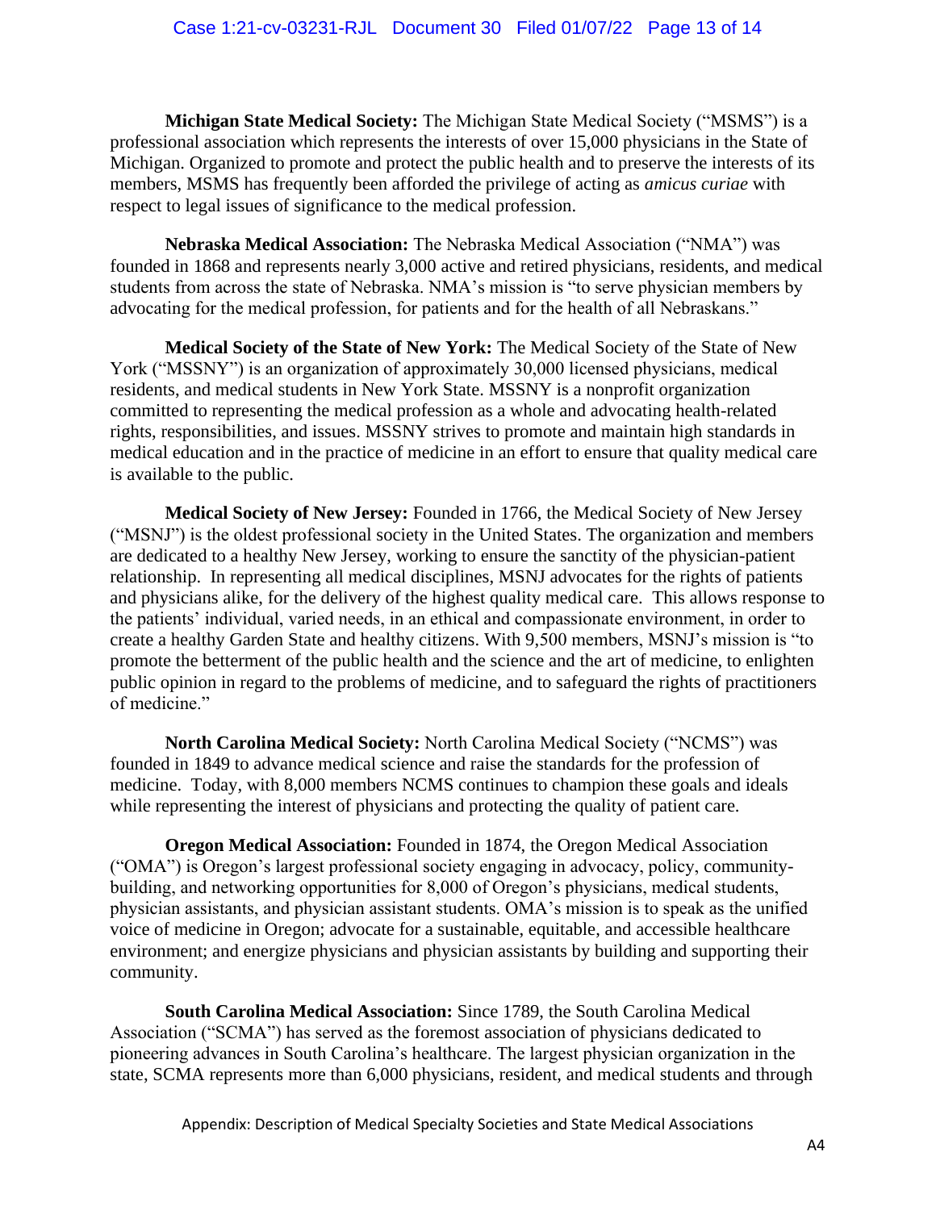**Michigan State Medical Society:** The Michigan State Medical Society ("MSMS") is a professional association which represents the interests of over 15,000 physicians in the State of Michigan. Organized to promote and protect the public health and to preserve the interests of its members, MSMS has frequently been afforded the privilege of acting as *amicus curiae* with respect to legal issues of significance to the medical profession.

**Nebraska Medical Association:** The Nebraska Medical Association ("NMA") was founded in 1868 and represents nearly 3,000 active and retired physicians, residents, and medical students from across the state of Nebraska. NMA's mission is "to serve physician members by advocating for the medical profession, for patients and for the health of all Nebraskans."

**Medical Society of the State of New York:** The Medical Society of the State of New York ("MSSNY") is an organization of approximately 30,000 licensed physicians, medical residents, and medical students in New York State. MSSNY is a nonprofit organization committed to representing the medical profession as a whole and advocating health-related rights, responsibilities, and issues. MSSNY strives to promote and maintain high standards in medical education and in the practice of medicine in an effort to ensure that quality medical care is available to the public.

**Medical Society of New Jersey:** Founded in 1766, the Medical Society of New Jersey ("MSNJ") is the oldest professional society in the United States. The organization and members are dedicated to a healthy New Jersey, working to ensure the sanctity of the physician-patient relationship. In representing all medical disciplines, MSNJ advocates for the rights of patients and physicians alike, for the delivery of the highest quality medical care. This allows response to the patients' individual, varied needs, in an ethical and compassionate environment, in order to create a healthy Garden State and healthy citizens. With 9,500 members, MSNJ's mission is "to promote the betterment of the public health and the science and the art of medicine, to enlighten public opinion in regard to the problems of medicine, and to safeguard the rights of practitioners of medicine."

**North Carolina Medical Society:** North Carolina Medical Society ("NCMS") was founded in 1849 to advance medical science and raise the standards for the profession of medicine. Today, with 8,000 members NCMS continues to champion these goals and ideals while representing the interest of physicians and protecting the quality of patient care.

**Oregon Medical Association:** Founded in 1874, the Oregon Medical Association ("OMA") is Oregon's largest professional society engaging in advocacy, policy, community-building, and networking opportunities for 8,000 of Oregon's physicians, medical students, physician assistants, and physician assistant students. OMA's mission is to speak as the unified voice of medicine in Oregon; advocate for a sustainable, equitable, and accessible healthcare environment; and energize physicians and physician assistants by building and supporting their community.

**South Carolina Medical Association:** Since 1789, the South Carolina Medical Association ("SCMA") has served as the foremost association of physicians dedicated to pioneering advances in South Carolina's healthcare. The largest physician organization in the state, SCMA represents more than 6,000 physicians, resident, and medical students and through

Appendix: Description of Medical Specialty Societies and State Medical Associations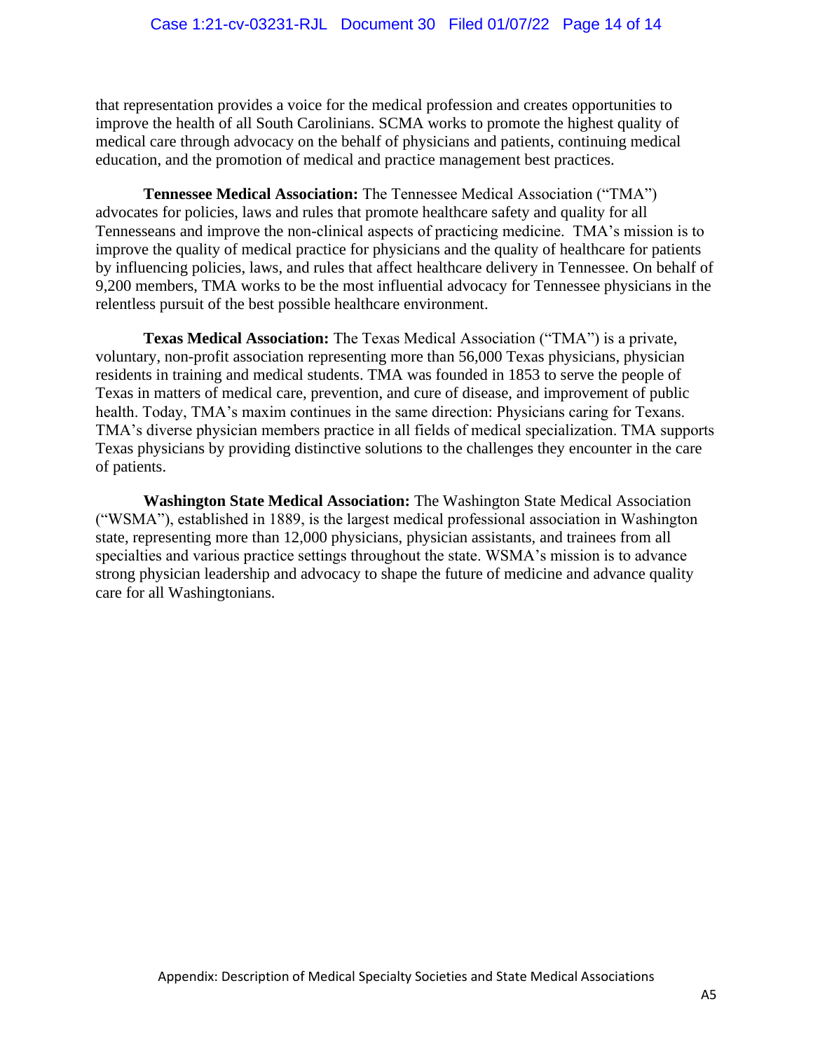that representation provides a voice for the medical profession and creates opportunities to improve the health of all South Carolinians. SCMA works to promote the highest quality of medical care through advocacy on the behalf of physicians and patients, continuing medical education, and the promotion of medical and practice management best practices.

**Tennessee Medical Association:** The Tennessee Medical Association ("TMA") advocates for policies, laws and rules that promote healthcare safety and quality for all Tennesseans and improve the non-clinical aspects of practicing medicine. TMA's mission is to improve the quality of medical practice for physicians and the quality of healthcare for patients by influencing policies, laws, and rules that affect healthcare delivery in Tennessee. On behalf of 9,200 members, TMA works to be the most influential advocacy for Tennessee physicians in the relentless pursuit of the best possible healthcare environment.

**Texas Medical Association:** The Texas Medical Association ("TMA") is a private, voluntary, non-profit association representing more than 56,000 Texas physicians, physician residents in training and medical students. TMA was founded in 1853 to serve the people of Texas in matters of medical care, prevention, and cure of disease, and improvement of public health. Today, TMA's maxim continues in the same direction: Physicians caring for Texans. TMA's diverse physician members practice in all fields of medical specialization. TMA supports Texas physicians by providing distinctive solutions to the challenges they encounter in the care of patients.

**Washington State Medical Association:** The Washington State Medical Association ("WSMA"), established in 1889, is the largest medical professional association in Washington state, representing more than 12,000 physicians, physician assistants, and trainees from all specialties and various practice settings throughout the state. WSMA's mission is to advance strong physician leadership and advocacy to shape the future of medicine and advance quality care for all Washingtonians.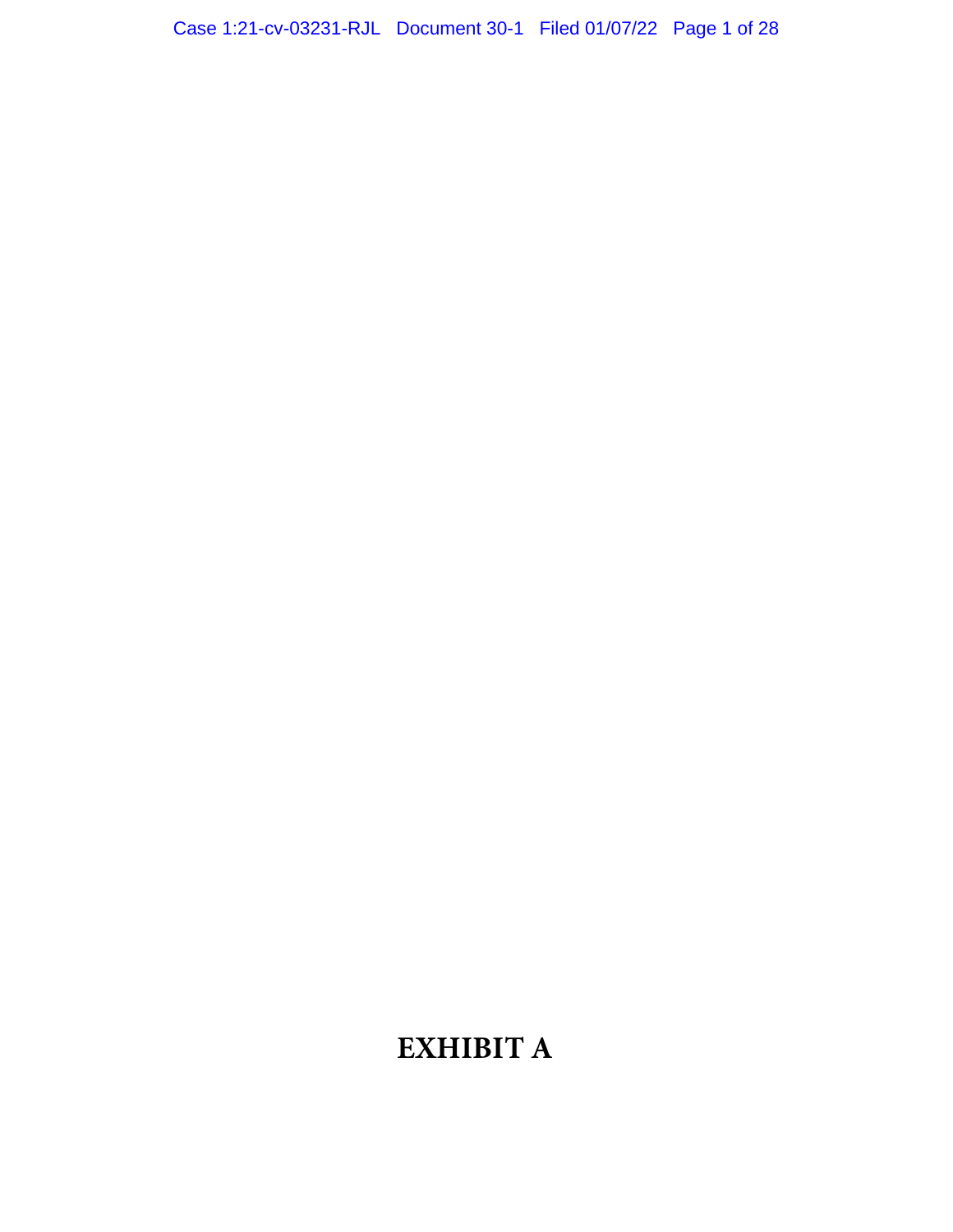# EXHIBIT A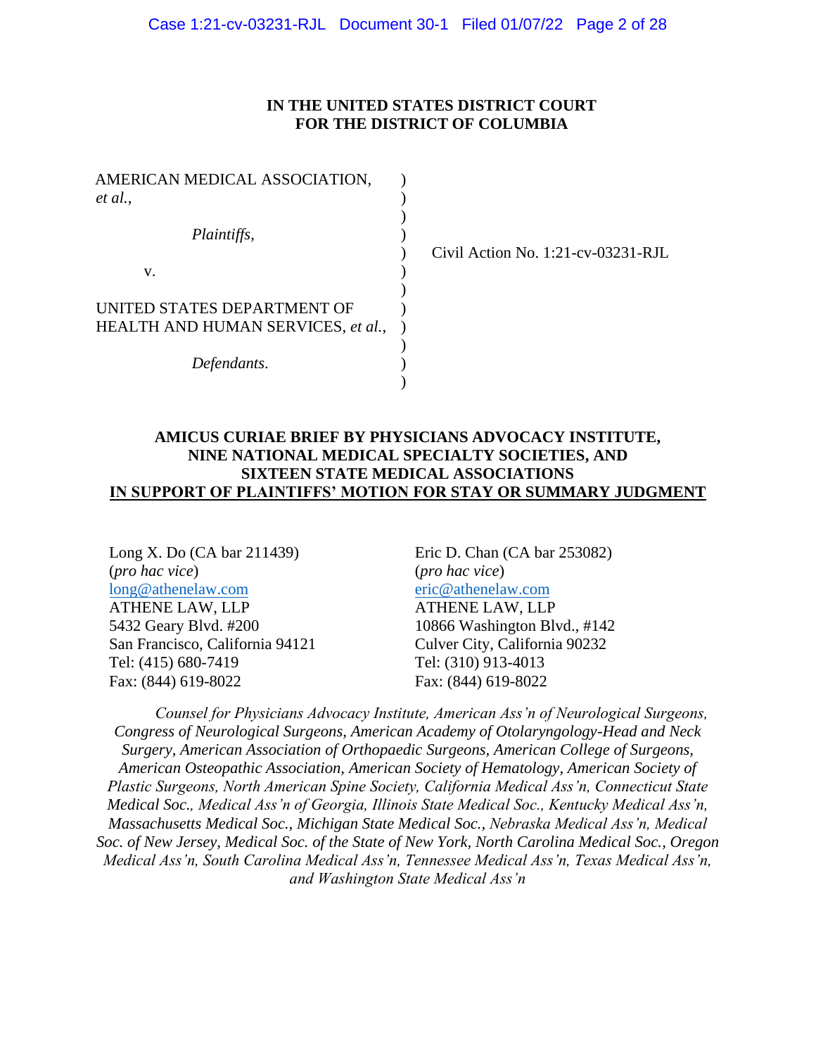**IN THE UNITED STATES DISTRICT COURT**
**FOR THE DISTRICT OF COLUMBIA**

| | | |
|---|---|---|
| AMERICAN MEDICAL ASSOCIATION, *et al.*, | ) | |
| | ) | |
| *Plaintiffs*, | ) | Civil Action No. 1:21-cv-03231-RJL |
| v. | ) | |
| | ) | |
| UNITED STATES DEPARTMENT OF HEALTH AND HUMAN SERVICES, *et al.*, | ) | |
| | ) | |
| *Defendants*. | ) | |

**AMICUS CURIAE BRIEF BY PHYSICIANS ADVOCACY INSTITUTE, NINE NATIONAL MEDICAL SPECIALTY SOCIETIES, AND SIXTEEN STATE MEDICAL ASSOCIATIONS**
**IN SUPPORT OF PLAINTIFFS' MOTION FOR STAY OR SUMMARY JUDGMENT**

Long X. Do (CA bar 211439)
(*pro hac vice*)
long@athenelaw.com
ATHENE LAW, LLP
5432 Geary Blvd. #200
San Francisco, California 94121
Tel: (415) 680-7419
Fax: (844) 619-8022

Eric D. Chan (CA bar 253082)
(*pro hac vice*)
eric@athenelaw.com
ATHENE LAW, LLP
10866 Washington Blvd., #142
Culver City, California 90232
Tel: (310) 913-4013
Fax: (844) 619-8022

*Counsel for Physicians Advocacy Institute, American Ass'n of Neurological Surgeons, Congress of Neurological Surgeons, American Academy of Otolaryngology-Head and Neck Surgery, American Association of Orthopaedic Surgeons, American College of Surgeons, American Osteopathic Association, American Society of Hematology, American Society of Plastic Surgeons, North American Spine Society, California Medical Ass'n, Connecticut State Medical Soc., Medical Ass'n of Georgia, Illinois State Medical Soc., Kentucky Medical Ass'n, Massachusetts Medical Soc., Michigan State Medical Soc., Nebraska Medical Ass'n, Medical Soc. of New Jersey, Medical Soc. of the State of New York, North Carolina Medical Soc., Oregon Medical Ass'n, South Carolina Medical Ass'n, Tennessee Medical Ass'n, Texas Medical Ass'n, and Washington State Medical Ass'n*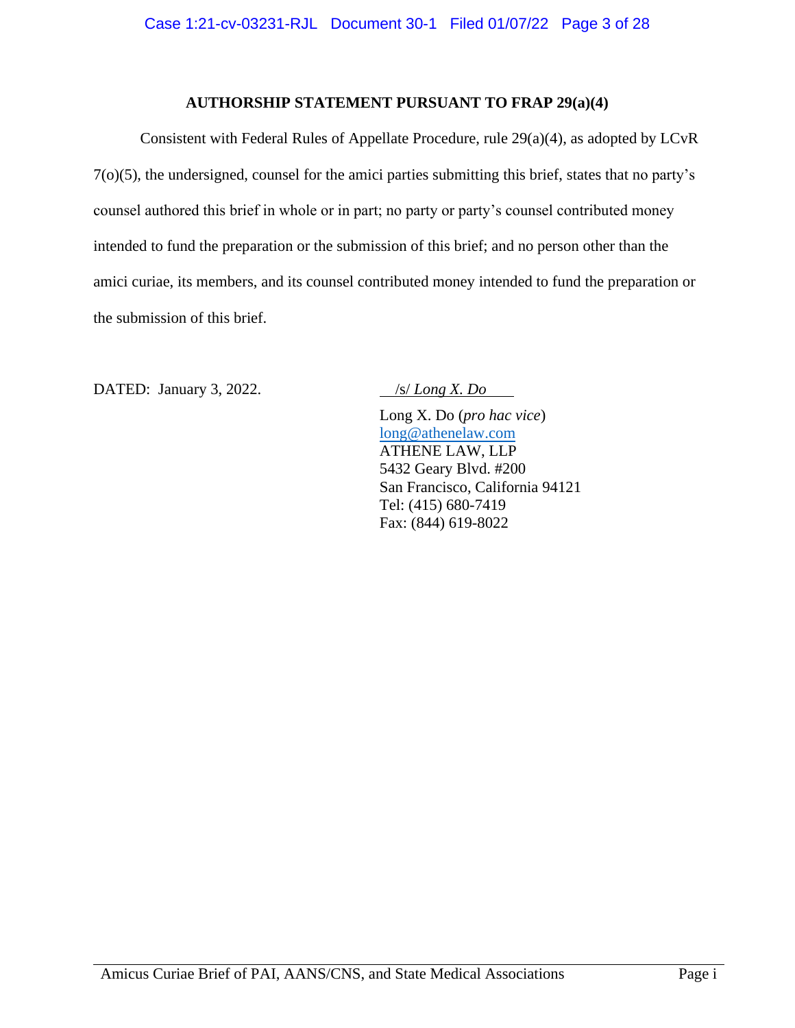## AUTHORSHIP STATEMENT PURSUANT TO FRAP 29(a)(4)

Consistent with Federal Rules of Appellate Procedure, rule 29(a)(4), as adopted by LCvR 7(o)(5), the undersigned, counsel for the amici parties submitting this brief, states that no party's counsel authored this brief in whole or in part; no party or party's counsel contributed money intended to fund the preparation or the submission of this brief; and no person other than the amici curiae, its members, and its counsel contributed money intended to fund the preparation or the submission of this brief.

DATED: January 3, 2022.

/s/ *Long X. Do*

Long X. Do (*pro hac vice*)
long@athenelaw.com
ATHENE LAW, LLP
5432 Geary Blvd. #200
San Francisco, California 94121
Tel: (415) 680-7419
Fax: (844) 619-8022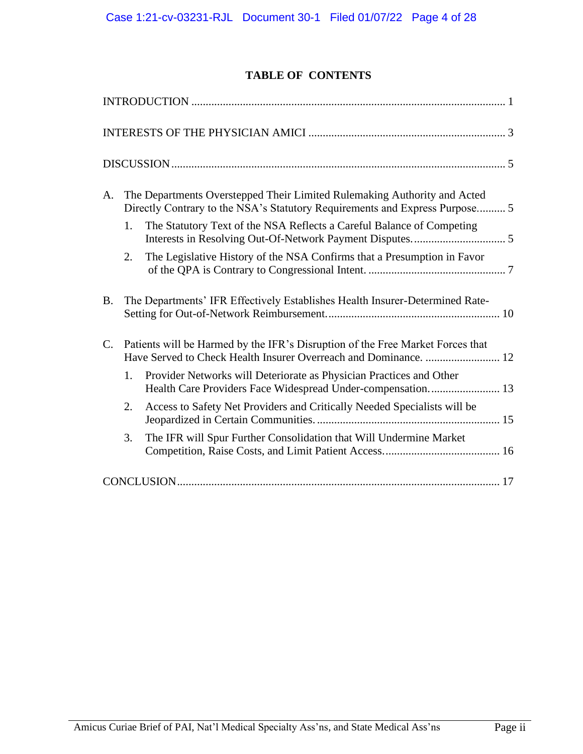# TABLE OF CONTENTS

INTRODUCTION ..... 1

INTERESTS OF THE PHYSICIAN AMICI ..... 3

DISCUSSION ..... 5

A. The Departments Overstepped Their Limited Rulemaking Authority and Acted Directly Contrary to the NSA's Statutory Requirements and Express Purpose ..... 5

   1. The Statutory Text of the NSA Reflects a Careful Balance of Competing Interests in Resolving Out-Of-Network Payment Disputes. ..... 5

   2. The Legislative History of the NSA Confirms that a Presumption in Favor of the QPA is Contrary to Congressional Intent. ..... 7

B. The Departments' IFR Effectively Establishes Health Insurer-Determined Rate-Setting for Out-of-Network Reimbursement. ..... 10

C. Patients will be Harmed by the IFR's Disruption of the Free Market Forces that Have Served to Check Health Insurer Overreach and Dominance. ..... 12

   1. Provider Networks will Deteriorate as Physician Practices and Other Health Care Providers Face Widespread Under-compensation. ..... 13

   2. Access to Safety Net Providers and Critically Needed Specialists will be Jeopardized in Certain Communities. ..... 15

   3. The IFR will Spur Further Consolidation that Will Undermine Market Competition, Raise Costs, and Limit Patient Access. ..... 16

CONCLUSION ..... 17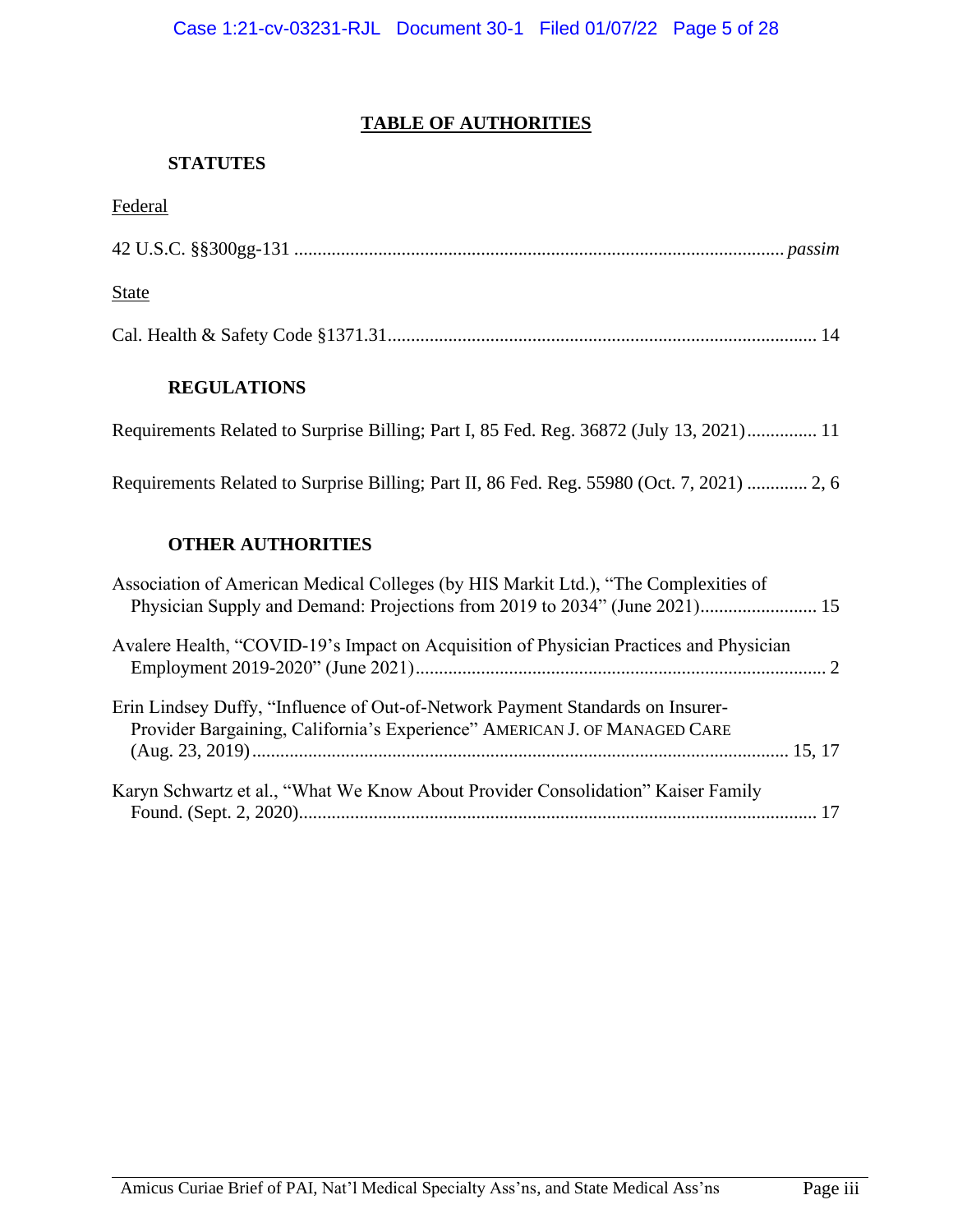# TABLE OF AUTHORITIES

## STATUTES

Federal

42 U.S.C. §§300gg-131 ........................................................................................................ *passim*

State

Cal. Health & Safety Code §1371.31........................................................................................... 14

## REGULATIONS

Requirements Related to Surprise Billing; Part I, 85 Fed. Reg. 36872 (July 13, 2021)............... 11

Requirements Related to Surprise Billing; Part II, 86 Fed. Reg. 55980 (Oct. 7, 2021) ............. 2, 6

## OTHER AUTHORITIES

Association of American Medical Colleges (by HIS Markit Ltd.), "The Complexities of Physician Supply and Demand: Projections from 2019 to 2034" (June 2021)......................... 15

Avalere Health, "COVID-19's Impact on Acquisition of Physician Practices and Physician Employment 2019-2020" (June 2021)........................................................................................ 2

Erin Lindsey Duffy, "Influence of Out-of-Network Payment Standards on Insurer-Provider Bargaining, California's Experience" AMERICAN J. OF MANAGED CARE (Aug. 23, 2019)................................................................................................................. 15, 17

Karyn Schwartz et al., "What We Know About Provider Consolidation" Kaiser Family Found. (Sept. 2, 2020)............................................................................................................ 17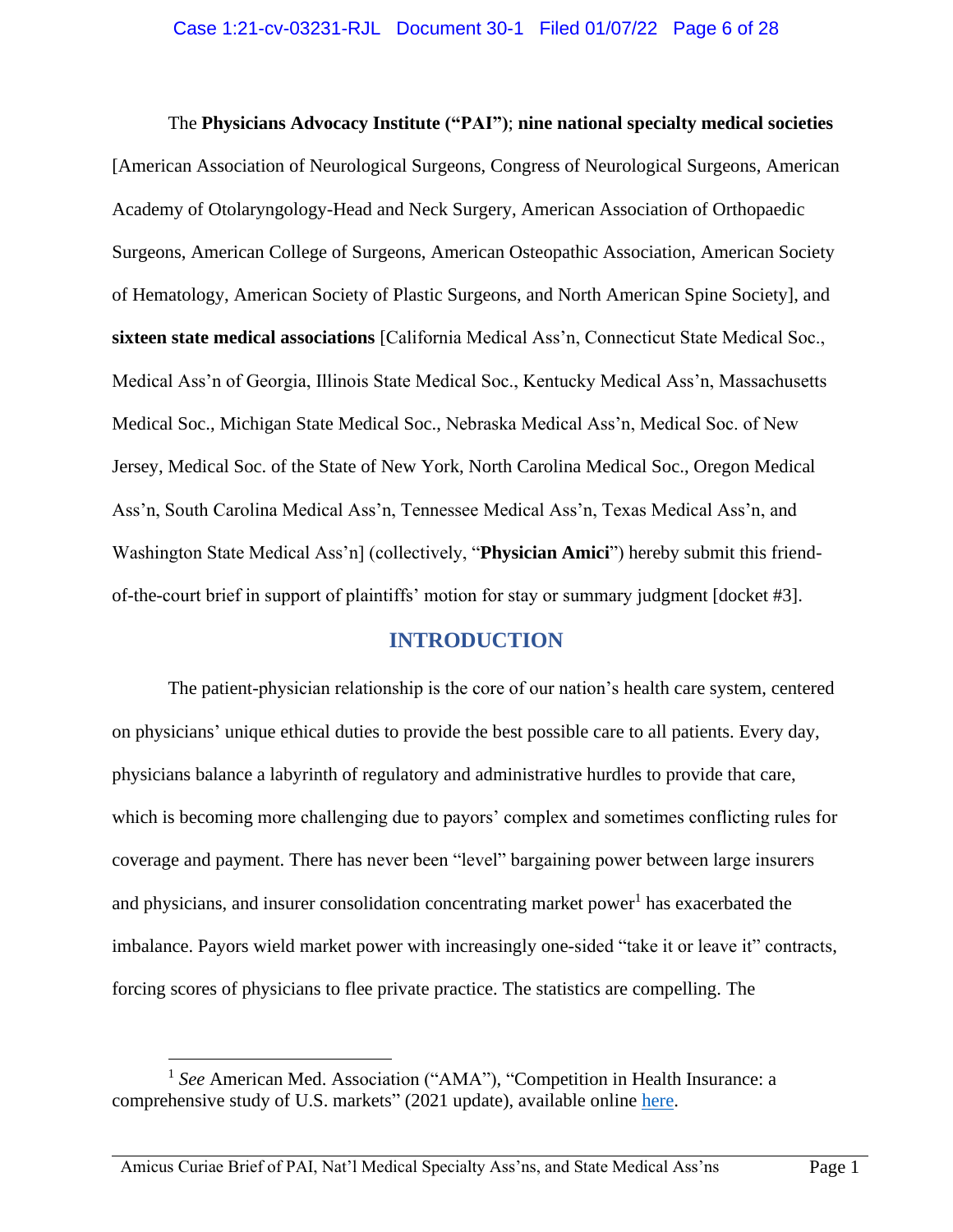The **Physicians Advocacy Institute ("PAI")**; **nine national specialty medical societies** [American Association of Neurological Surgeons, Congress of Neurological Surgeons, American Academy of Otolaryngology-Head and Neck Surgery, American Association of Orthopaedic Surgeons, American College of Surgeons, American Osteopathic Association, American Society of Hematology, American Society of Plastic Surgeons, and North American Spine Society], and **sixteen state medical associations** [California Medical Ass'n, Connecticut State Medical Soc., Medical Ass'n of Georgia, Illinois State Medical Soc., Kentucky Medical Ass'n, Massachusetts Medical Soc., Michigan State Medical Soc., Nebraska Medical Ass'n, Medical Soc. of New Jersey, Medical Soc. of the State of New York, North Carolina Medical Soc., Oregon Medical Ass'n, South Carolina Medical Ass'n, Tennessee Medical Ass'n, Texas Medical Ass'n, and Washington State Medical Ass'n] (collectively, "**Physician Amici**") hereby submit this friend-of-the-court brief in support of plaintiffs' motion for stay or summary judgment [docket #3].

## INTRODUCTION

The patient-physician relationship is the core of our nation's health care system, centered on physicians' unique ethical duties to provide the best possible care to all patients. Every day, physicians balance a labyrinth of regulatory and administrative hurdles to provide that care, which is becoming more challenging due to payors' complex and sometimes conflicting rules for coverage and payment. There has never been "level" bargaining power between large insurers and physicians, and insurer consolidation concentrating market power[1] has exacerbated the imbalance. Payors wield market power with increasingly one-sided "take it or leave it" contracts, forcing scores of physicians to flee private practice. The statistics are compelling. The

[1] *See* American Med. Association ("AMA"), "Competition in Health Insurance: a comprehensive study of U.S. markets" (2021 update), available online here.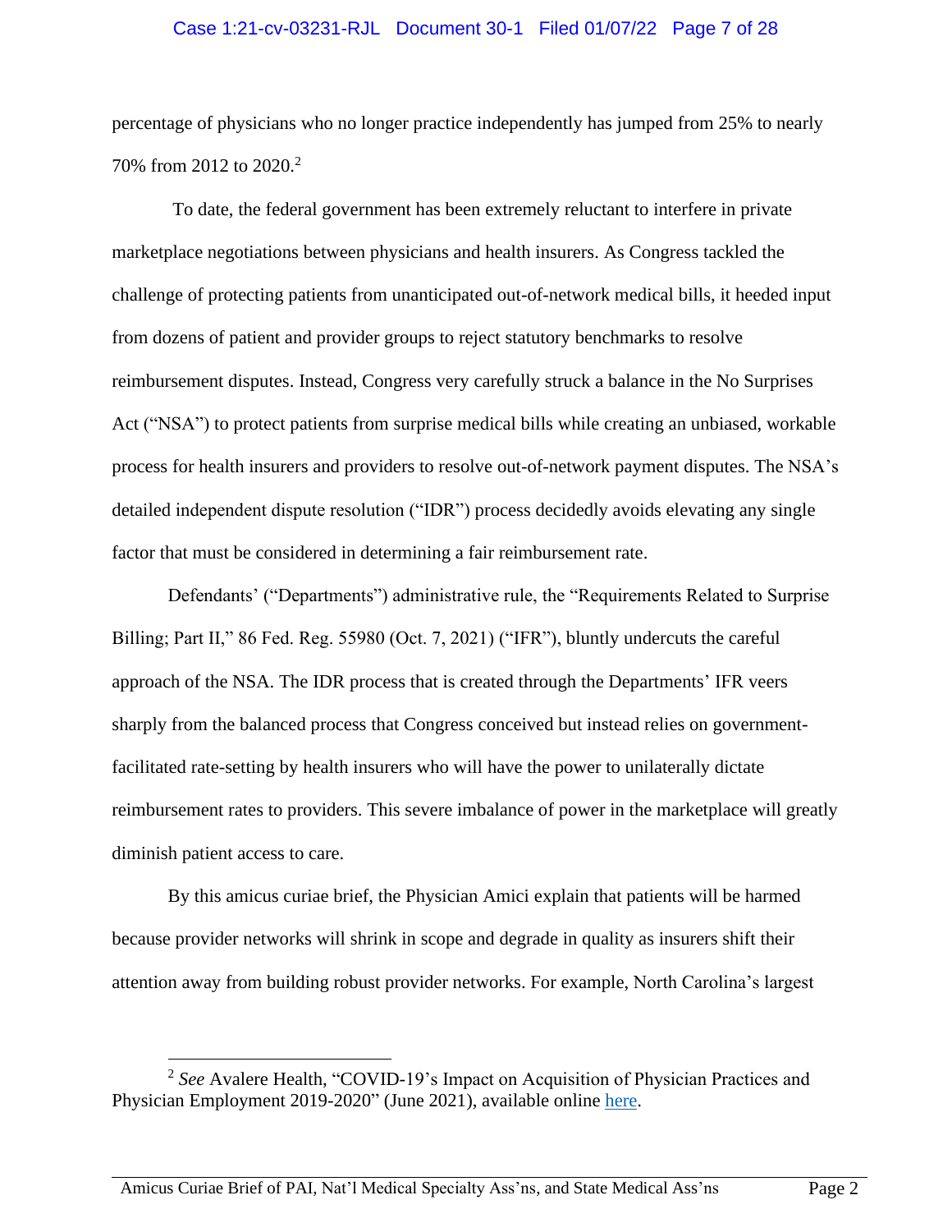percentage of physicians who no longer practice independently has jumped from 25% to nearly 70% from 2012 to 2020.[2]

To date, the federal government has been extremely reluctant to interfere in private marketplace negotiations between physicians and health insurers. As Congress tackled the challenge of protecting patients from unanticipated out-of-network medical bills, it heeded input from dozens of patient and provider groups to reject statutory benchmarks to resolve reimbursement disputes. Instead, Congress very carefully struck a balance in the No Surprises Act ("NSA") to protect patients from surprise medical bills while creating an unbiased, workable process for health insurers and providers to resolve out-of-network payment disputes. The NSA's detailed independent dispute resolution ("IDR") process decidedly avoids elevating any single factor that must be considered in determining a fair reimbursement rate.

Defendants' ("Departments") administrative rule, the "Requirements Related to Surprise Billing; Part II," 86 Fed. Reg. 55980 (Oct. 7, 2021) ("IFR"), bluntly undercuts the careful approach of the NSA. The IDR process that is created through the Departments' IFR veers sharply from the balanced process that Congress conceived but instead relies on government-facilitated rate-setting by health insurers who will have the power to unilaterally dictate reimbursement rates to providers. This severe imbalance of power in the marketplace will greatly diminish patient access to care.

By this amicus curiae brief, the Physician Amici explain that patients will be harmed because provider networks will shrink in scope and degrade in quality as insurers shift their attention away from building robust provider networks. For example, North Carolina's largest

---

[2] *See* Avalere Health, "COVID-19's Impact on Acquisition of Physician Practices and Physician Employment 2019-2020" (June 2021), available online here.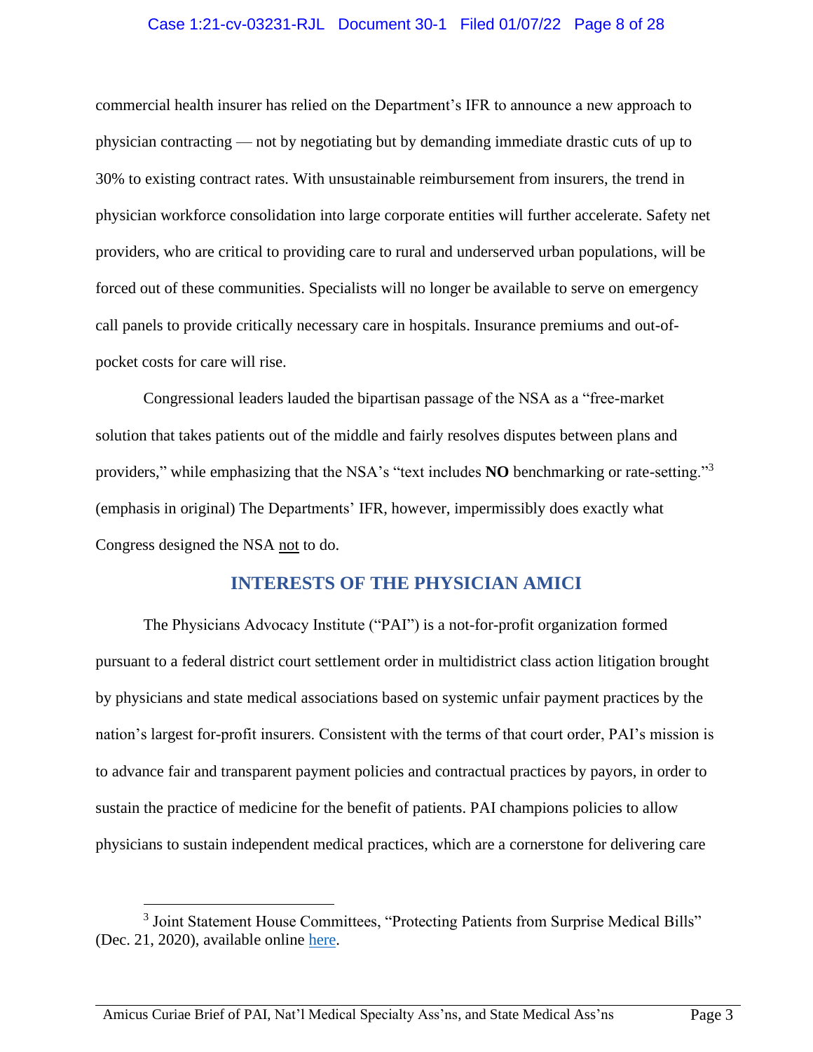commercial health insurer has relied on the Department's IFR to announce a new approach to physician contracting — not by negotiating but by demanding immediate drastic cuts of up to 30% to existing contract rates. With unsustainable reimbursement from insurers, the trend in physician workforce consolidation into large corporate entities will further accelerate. Safety net providers, who are critical to providing care to rural and underserved urban populations, will be forced out of these communities. Specialists will no longer be available to serve on emergency call panels to provide critically necessary care in hospitals. Insurance premiums and out-of-pocket costs for care will rise.

Congressional leaders lauded the bipartisan passage of the NSA as a "free-market solution that takes patients out of the middle and fairly resolves disputes between plans and providers," while emphasizing that the NSA's "text includes **NO** benchmarking or rate-setting."[3] (emphasis in original) The Departments' IFR, however, impermissibly does exactly what Congress designed the NSA <u>not</u> to do.

## INTERESTS OF THE PHYSICIAN AMICI

The Physicians Advocacy Institute ("PAI") is a not-for-profit organization formed pursuant to a federal district court settlement order in multidistrict class action litigation brought by physicians and state medical associations based on systemic unfair payment practices by the nation's largest for-profit insurers. Consistent with the terms of that court order, PAI's mission is to advance fair and transparent payment policies and contractual practices by payors, in order to sustain the practice of medicine for the benefit of patients. PAI champions policies to allow physicians to sustain independent medical practices, which are a cornerstone for delivering care

---

[3] Joint Statement House Committees, "Protecting Patients from Surprise Medical Bills" (Dec. 21, 2020), available online here.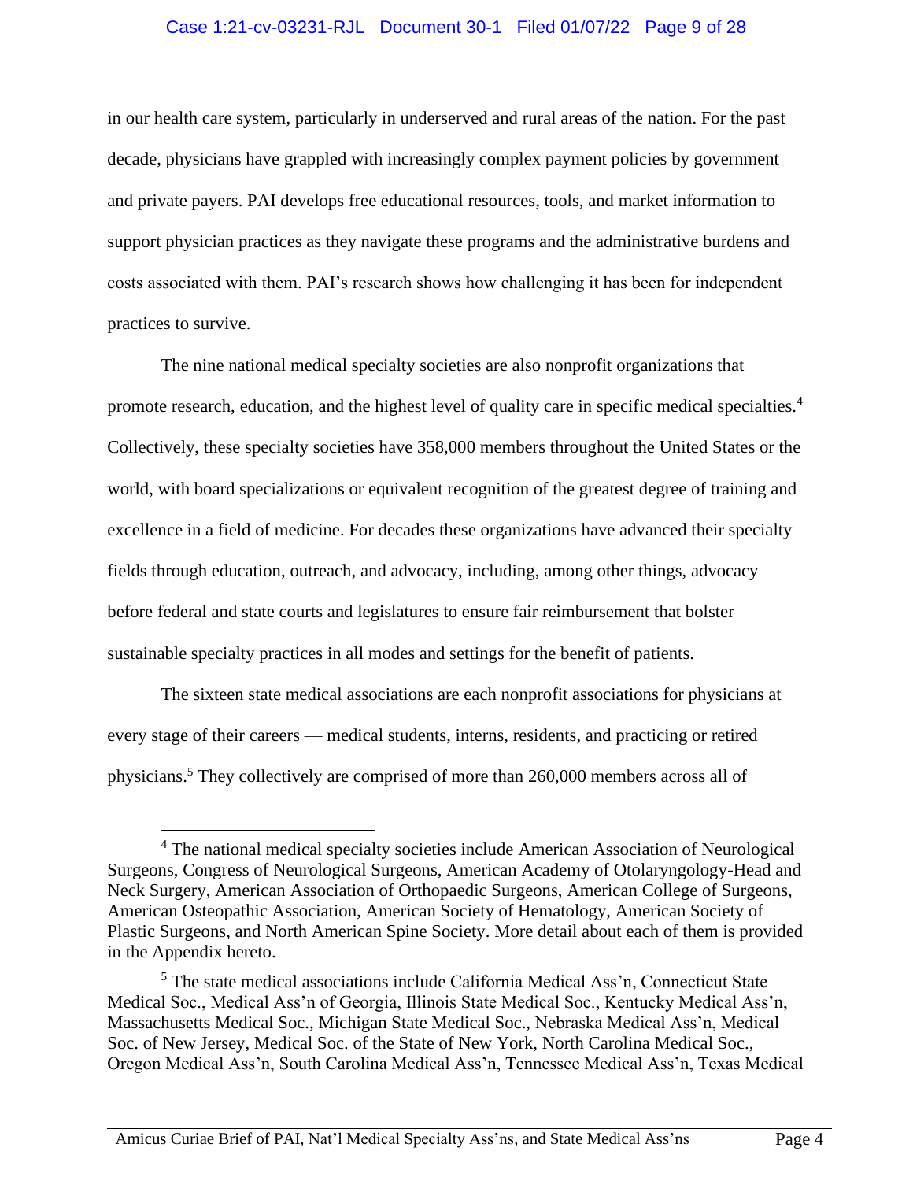in our health care system, particularly in underserved and rural areas of the nation. For the past decade, physicians have grappled with increasingly complex payment policies by government and private payers. PAI develops free educational resources, tools, and market information to support physician practices as they navigate these programs and the administrative burdens and costs associated with them. PAI's research shows how challenging it has been for independent practices to survive.

The nine national medical specialty societies are also nonprofit organizations that promote research, education, and the highest level of quality care in specific medical specialties.[4] Collectively, these specialty societies have 358,000 members throughout the United States or the world, with board specializations or equivalent recognition of the greatest degree of training and excellence in a field of medicine. For decades these organizations have advanced their specialty fields through education, outreach, and advocacy, including, among other things, advocacy before federal and state courts and legislatures to ensure fair reimbursement that bolster sustainable specialty practices in all modes and settings for the benefit of patients.

The sixteen state medical associations are each nonprofit associations for physicians at every stage of their careers — medical students, interns, residents, and practicing or retired physicians.[5] They collectively are comprised of more than 260,000 members across all of

---

[4] The national medical specialty societies include American Association of Neurological Surgeons, Congress of Neurological Surgeons, American Academy of Otolaryngology-Head and Neck Surgery, American Association of Orthopaedic Surgeons, American College of Surgeons, American Osteopathic Association, American Society of Hematology, American Society of Plastic Surgeons, and North American Spine Society. More detail about each of them is provided in the Appendix hereto.

[5] The state medical associations include California Medical Ass'n, Connecticut State Medical Soc., Medical Ass'n of Georgia, Illinois State Medical Soc., Kentucky Medical Ass'n, Massachusetts Medical Soc., Michigan State Medical Soc., Nebraska Medical Ass'n, Medical Soc. of New Jersey, Medical Soc. of the State of New York, North Carolina Medical Soc., Oregon Medical Ass'n, South Carolina Medical Ass'n, Tennessee Medical Ass'n, Texas Medical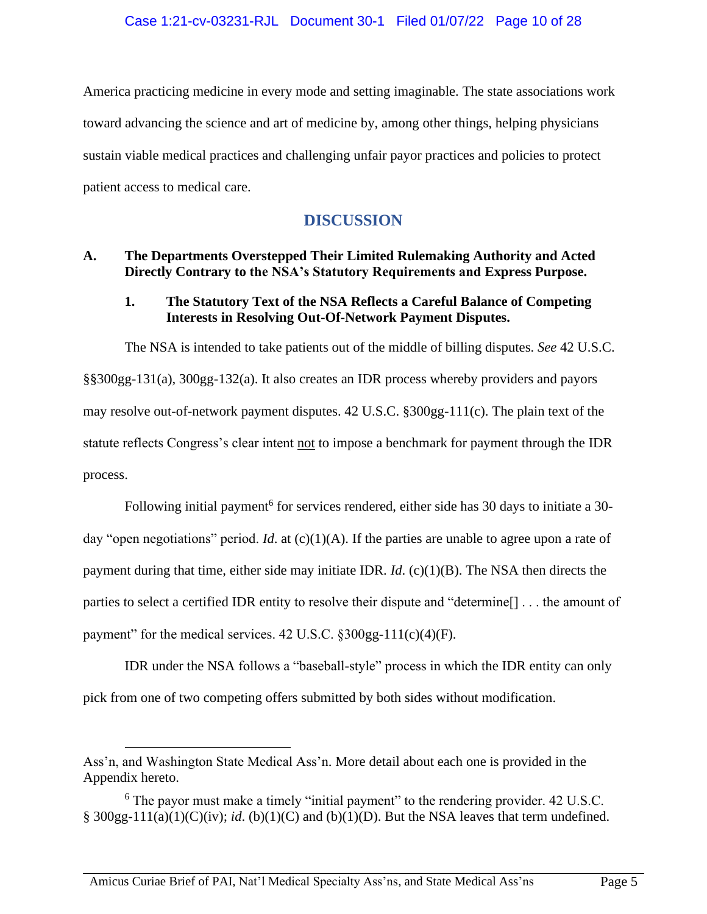America practicing medicine in every mode and setting imaginable. The state associations work toward advancing the science and art of medicine by, among other things, helping physicians sustain viable medical practices and challenging unfair payor practices and policies to protect patient access to medical care.

## DISCUSSION

### A. The Departments Overstepped Their Limited Rulemaking Authority and Acted Directly Contrary to the NSA's Statutory Requirements and Express Purpose.

#### 1. The Statutory Text of the NSA Reflects a Careful Balance of Competing Interests in Resolving Out-Of-Network Payment Disputes.

The NSA is intended to take patients out of the middle of billing disputes. *See* 42 U.S.C. §§300gg-131(a), 300gg-132(a). It also creates an IDR process whereby providers and payors may resolve out-of-network payment disputes. 42 U.S.C. §300gg-111(c). The plain text of the statute reflects Congress's clear intent not to impose a benchmark for payment through the IDR process.

Following initial payment[6] for services rendered, either side has 30 days to initiate a 30-day "open negotiations" period. *Id.* at (c)(1)(A). If the parties are unable to agree upon a rate of payment during that time, either side may initiate IDR. *Id.* (c)(1)(B). The NSA then directs the parties to select a certified IDR entity to resolve their dispute and "determine[] . . . the amount of payment" for the medical services. 42 U.S.C. §300gg-111(c)(4)(F).

IDR under the NSA follows a "baseball-style" process in which the IDR entity can only pick from one of two competing offers submitted by both sides without modification.

---

Ass'n, and Washington State Medical Ass'n. More detail about each one is provided in the Appendix hereto.

[6] The payor must make a timely "initial payment" to the rendering provider. 42 U.S.C. § 300gg-111(a)(1)(C)(iv); *id.* (b)(1)(C) and (b)(1)(D). But the NSA leaves that term undefined.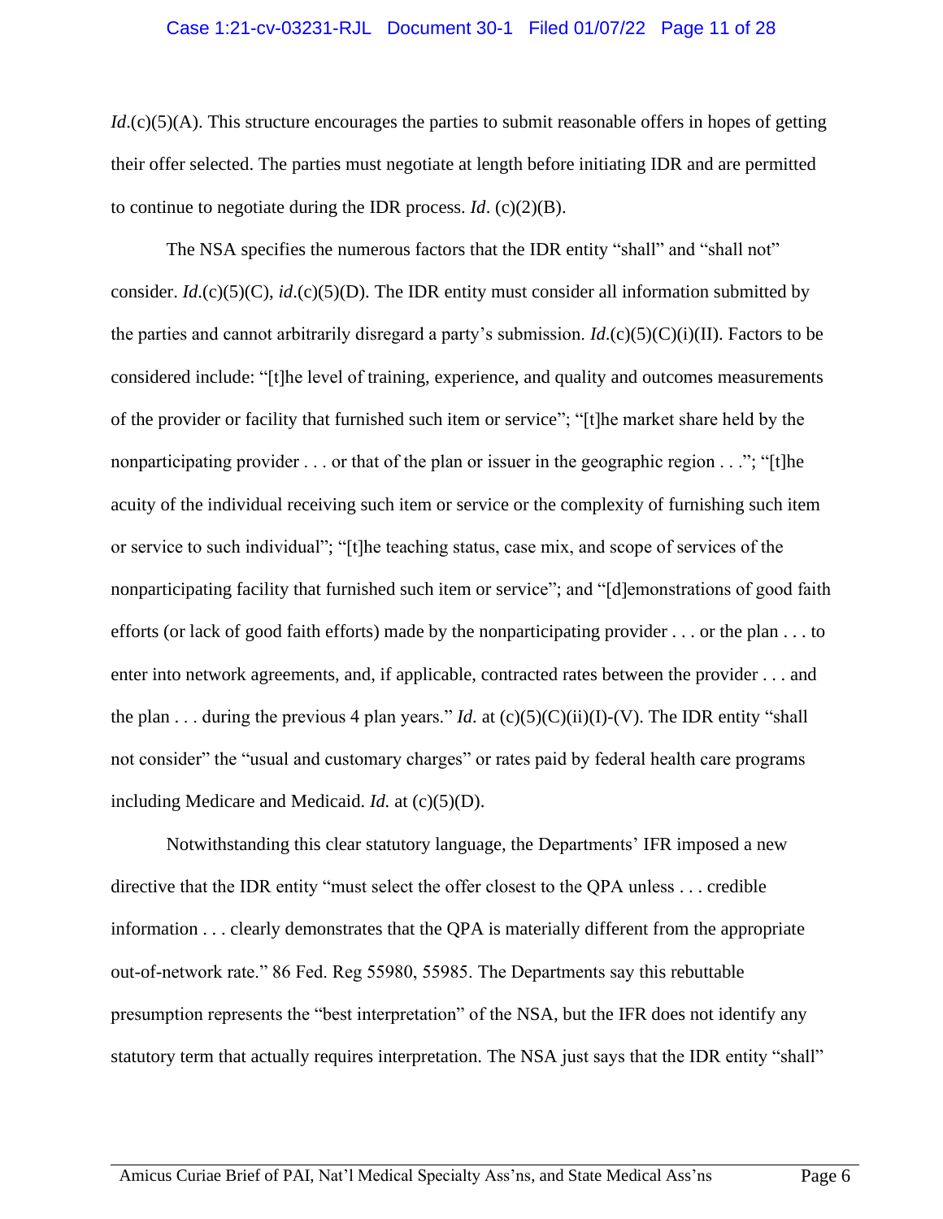*Id*.(c)(5)(A). This structure encourages the parties to submit reasonable offers in hopes of getting their offer selected. The parties must negotiate at length before initiating IDR and are permitted to continue to negotiate during the IDR process. *Id*. (c)(2)(B).

The NSA specifies the numerous factors that the IDR entity "shall" and "shall not" consider. *Id*.(c)(5)(C), *id*.(c)(5)(D). The IDR entity must consider all information submitted by the parties and cannot arbitrarily disregard a party's submission. *Id*.(c)(5)(C)(i)(II). Factors to be considered include: "[t]he level of training, experience, and quality and outcomes measurements of the provider or facility that furnished such item or service"; "[t]he market share held by the nonparticipating provider . . . or that of the plan or issuer in the geographic region . . ."; "[t]he acuity of the individual receiving such item or service or the complexity of furnishing such item or service to such individual"; "[t]he teaching status, case mix, and scope of services of the nonparticipating facility that furnished such item or service"; and "[d]emonstrations of good faith efforts (or lack of good faith efforts) made by the nonparticipating provider . . . or the plan . . . to enter into network agreements, and, if applicable, contracted rates between the provider . . . and the plan . . . during the previous 4 plan years." *Id.* at (c)(5)(C)(ii)(I)-(V). The IDR entity "shall not consider" the "usual and customary charges" or rates paid by federal health care programs including Medicare and Medicaid. *Id.* at (c)(5)(D).

Notwithstanding this clear statutory language, the Departments' IFR imposed a new directive that the IDR entity "must select the offer closest to the QPA unless . . . credible information . . . clearly demonstrates that the QPA is materially different from the appropriate out-of-network rate." 86 Fed. Reg 55980, 55985. The Departments say this rebuttable presumption represents the "best interpretation" of the NSA, but the IFR does not identify any statutory term that actually requires interpretation. The NSA just says that the IDR entity "shall"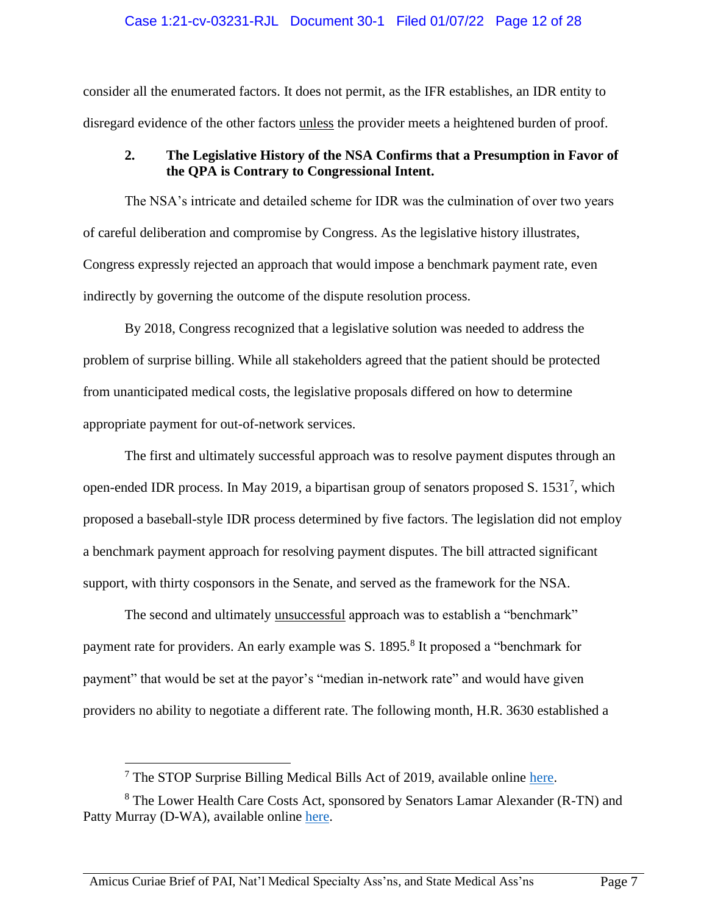consider all the enumerated factors. It does not permit, as the IFR establishes, an IDR entity to disregard evidence of the other factors <u>unless</u> the provider meets a heightened burden of proof.

### 2. The Legislative History of the NSA Confirms that a Presumption in Favor of the QPA is Contrary to Congressional Intent.

The NSA's intricate and detailed scheme for IDR was the culmination of over two years of careful deliberation and compromise by Congress. As the legislative history illustrates, Congress expressly rejected an approach that would impose a benchmark payment rate, even indirectly by governing the outcome of the dispute resolution process.

By 2018, Congress recognized that a legislative solution was needed to address the problem of surprise billing. While all stakeholders agreed that the patient should be protected from unanticipated medical costs, the legislative proposals differed on how to determine appropriate payment for out-of-network services.

The first and ultimately successful approach was to resolve payment disputes through an open-ended IDR process. In May 2019, a bipartisan group of senators proposed S. 1531[7], which proposed a baseball-style IDR process determined by five factors. The legislation did not employ a benchmark payment approach for resolving payment disputes. The bill attracted significant support, with thirty cosponsors in the Senate, and served as the framework for the NSA.

The second and ultimately <u>unsuccessful</u> approach was to establish a "benchmark" payment rate for providers. An early example was S. 1895.[8] It proposed a "benchmark for payment" that would be set at the payor's "median in-network rate" and would have given providers no ability to negotiate a different rate. The following month, H.R. 3630 established a

---

[7] The STOP Surprise Billing Medical Bills Act of 2019, available online here.

[8] The Lower Health Care Costs Act, sponsored by Senators Lamar Alexander (R-TN) and Patty Murray (D-WA), available online here.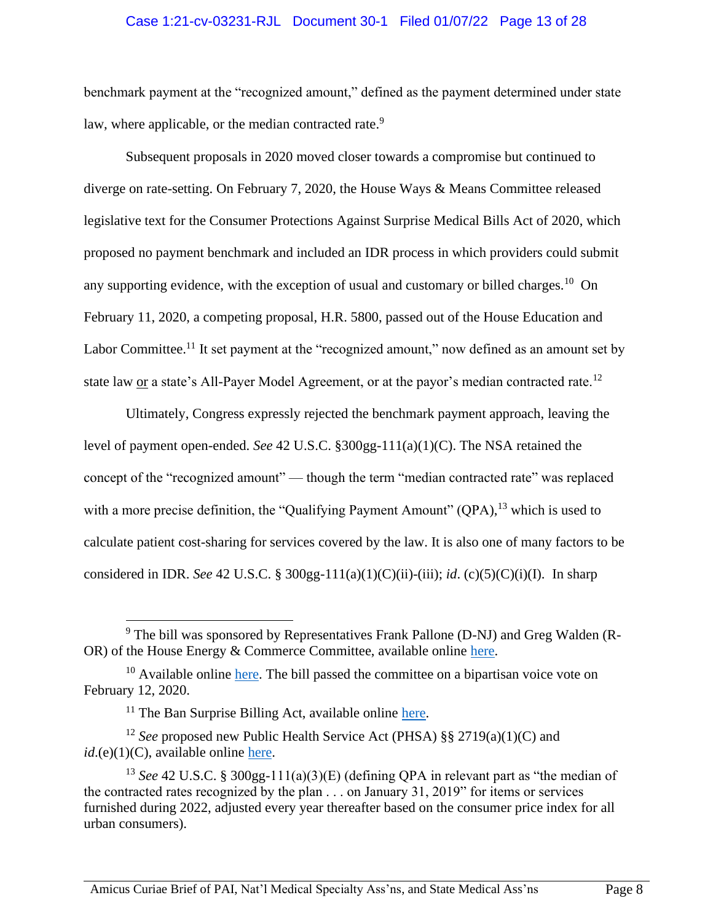benchmark payment at the "recognized amount," defined as the payment determined under state law, where applicable, or the median contracted rate.[9]

Subsequent proposals in 2020 moved closer towards a compromise but continued to diverge on rate-setting. On February 7, 2020, the House Ways & Means Committee released legislative text for the Consumer Protections Against Surprise Medical Bills Act of 2020, which proposed no payment benchmark and included an IDR process in which providers could submit any supporting evidence, with the exception of usual and customary or billed charges.[10] On February 11, 2020, a competing proposal, H.R. 5800, passed out of the House Education and Labor Committee.[11] It set payment at the "recognized amount," now defined as an amount set by state law <u>or</u> a state's All-Payer Model Agreement, or at the payor's median contracted rate.[12]

Ultimately, Congress expressly rejected the benchmark payment approach, leaving the level of payment open-ended. *See* 42 U.S.C. §300gg-111(a)(1)(C). The NSA retained the concept of the "recognized amount" — though the term "median contracted rate" was replaced with a more precise definition, the "Qualifying Payment Amount" (QPA),[13] which is used to calculate patient cost-sharing for services covered by the law. It is also one of many factors to be considered in IDR. *See* 42 U.S.C. § 300gg-111(a)(1)(C)(ii)-(iii); *id*. (c)(5)(C)(i)(I). In sharp

---

[9] The bill was sponsored by Representatives Frank Pallone (D-NJ) and Greg Walden (R-OR) of the House Energy & Commerce Committee, available online here.

[10] Available online here. The bill passed the committee on a bipartisan voice vote on February 12, 2020.

[11] The Ban Surprise Billing Act, available online here.

[12] *See* proposed new Public Health Service Act (PHSA) §§ 2719(a)(1)(C) and *id*.(e)(1)(C), available online here.

[13] *See* 42 U.S.C. § 300gg-111(a)(3)(E) (defining QPA in relevant part as "the median of the contracted rates recognized by the plan . . . on January 31, 2019" for items or services furnished during 2022, adjusted every year thereafter based on the consumer price index for all urban consumers).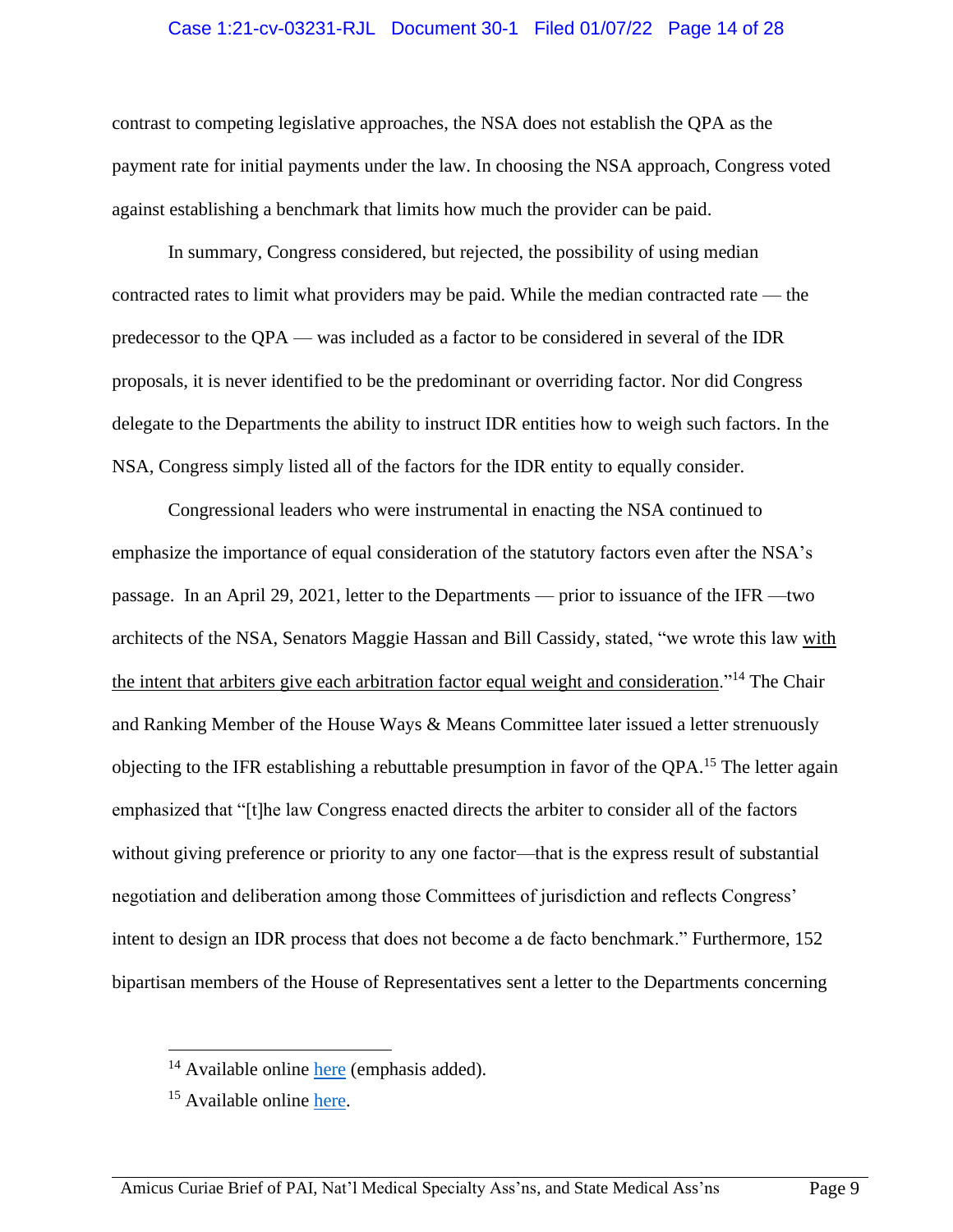contrast to competing legislative approaches, the NSA does not establish the QPA as the payment rate for initial payments under the law. In choosing the NSA approach, Congress voted against establishing a benchmark that limits how much the provider can be paid.

In summary, Congress considered, but rejected, the possibility of using median contracted rates to limit what providers may be paid. While the median contracted rate — the predecessor to the QPA — was included as a factor to be considered in several of the IDR proposals, it is never identified to be the predominant or overriding factor. Nor did Congress delegate to the Departments the ability to instruct IDR entities how to weigh such factors. In the NSA, Congress simply listed all of the factors for the IDR entity to equally consider.

Congressional leaders who were instrumental in enacting the NSA continued to emphasize the importance of equal consideration of the statutory factors even after the NSA's passage. In an April 29, 2021, letter to the Departments — prior to issuance of the IFR —two architects of the NSA, Senators Maggie Hassan and Bill Cassidy, stated, "we wrote this law <u>with the intent that arbiters give each arbitration factor equal weight and consideration</u>."[14] The Chair and Ranking Member of the House Ways & Means Committee later issued a letter strenuously objecting to the IFR establishing a rebuttable presumption in favor of the QPA.[15] The letter again emphasized that "[t]he law Congress enacted directs the arbiter to consider all of the factors without giving preference or priority to any one factor—that is the express result of substantial negotiation and deliberation among those Committees of jurisdiction and reflects Congress' intent to design an IDR process that does not become a de facto benchmark." Furthermore, 152 bipartisan members of the House of Representatives sent a letter to the Departments concerning

[14] Available online here (emphasis added).

[15] Available online here.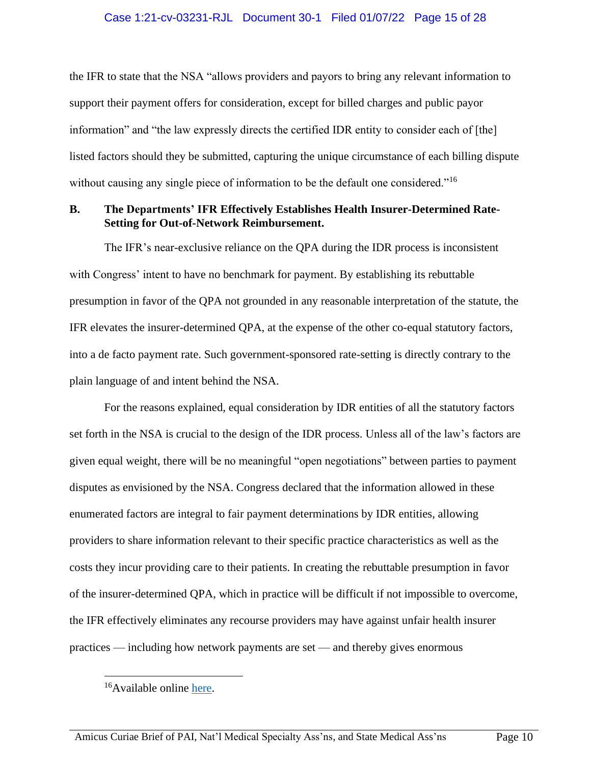the IFR to state that the NSA "allows providers and payors to bring any relevant information to support their payment offers for consideration, except for billed charges and public payor information" and "the law expressly directs the certified IDR entity to consider each of [the] listed factors should they be submitted, capturing the unique circumstance of each billing dispute without causing any single piece of information to be the default one considered."[16]

### B. The Departments' IFR Effectively Establishes Health Insurer-Determined Rate-Setting for Out-of-Network Reimbursement.

The IFR's near-exclusive reliance on the QPA during the IDR process is inconsistent with Congress' intent to have no benchmark for payment. By establishing its rebuttable presumption in favor of the QPA not grounded in any reasonable interpretation of the statute, the IFR elevates the insurer-determined QPA, at the expense of the other co-equal statutory factors, into a de facto payment rate. Such government-sponsored rate-setting is directly contrary to the plain language of and intent behind the NSA.

For the reasons explained, equal consideration by IDR entities of all the statutory factors set forth in the NSA is crucial to the design of the IDR process. Unless all of the law's factors are given equal weight, there will be no meaningful "open negotiations" between parties to payment disputes as envisioned by the NSA. Congress declared that the information allowed in these enumerated factors are integral to fair payment determinations by IDR entities, allowing providers to share information relevant to their specific practice characteristics as well as the costs they incur providing care to their patients. In creating the rebuttable presumption in favor of the insurer-determined QPA, which in practice will be difficult if not impossible to overcome, the IFR effectively eliminates any recourse providers may have against unfair health insurer practices — including how network payments are set — and thereby gives enormous

[16] Available online here.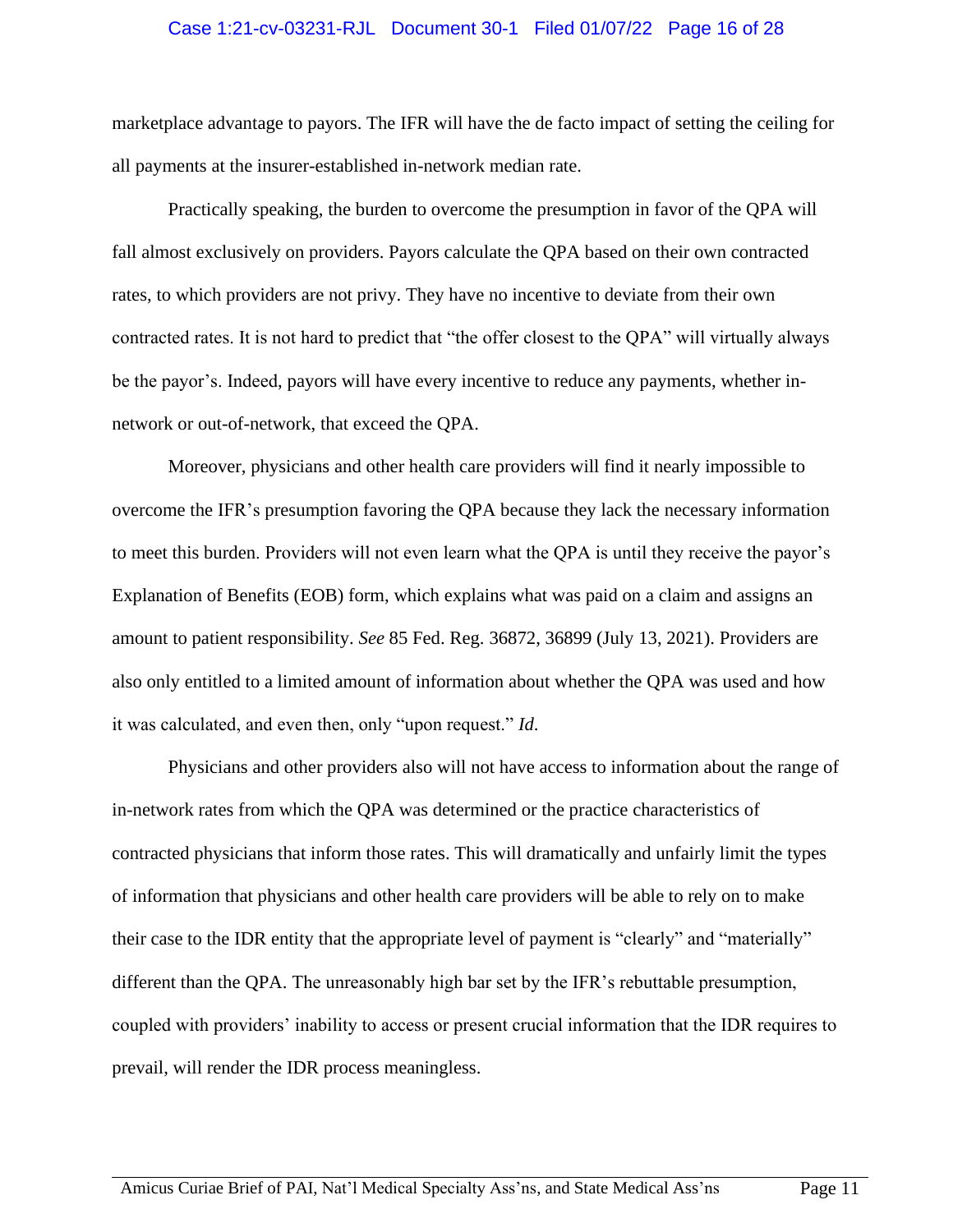marketplace advantage to payors. The IFR will have the de facto impact of setting the ceiling for all payments at the insurer-established in-network median rate.

Practically speaking, the burden to overcome the presumption in favor of the QPA will fall almost exclusively on providers. Payors calculate the QPA based on their own contracted rates, to which providers are not privy. They have no incentive to deviate from their own contracted rates. It is not hard to predict that "the offer closest to the QPA" will virtually always be the payor's. Indeed, payors will have every incentive to reduce any payments, whether in-network or out-of-network, that exceed the QPA.

Moreover, physicians and other health care providers will find it nearly impossible to overcome the IFR's presumption favoring the QPA because they lack the necessary information to meet this burden. Providers will not even learn what the QPA is until they receive the payor's Explanation of Benefits (EOB) form, which explains what was paid on a claim and assigns an amount to patient responsibility. *See* 85 Fed. Reg. 36872, 36899 (July 13, 2021). Providers are also only entitled to a limited amount of information about whether the QPA was used and how it was calculated, and even then, only "upon request." *Id*.

Physicians and other providers also will not have access to information about the range of in-network rates from which the QPA was determined or the practice characteristics of contracted physicians that inform those rates. This will dramatically and unfairly limit the types of information that physicians and other health care providers will be able to rely on to make their case to the IDR entity that the appropriate level of payment is "clearly" and "materially" different than the QPA. The unreasonably high bar set by the IFR's rebuttable presumption, coupled with providers' inability to access or present crucial information that the IDR requires to prevail, will render the IDR process meaningless.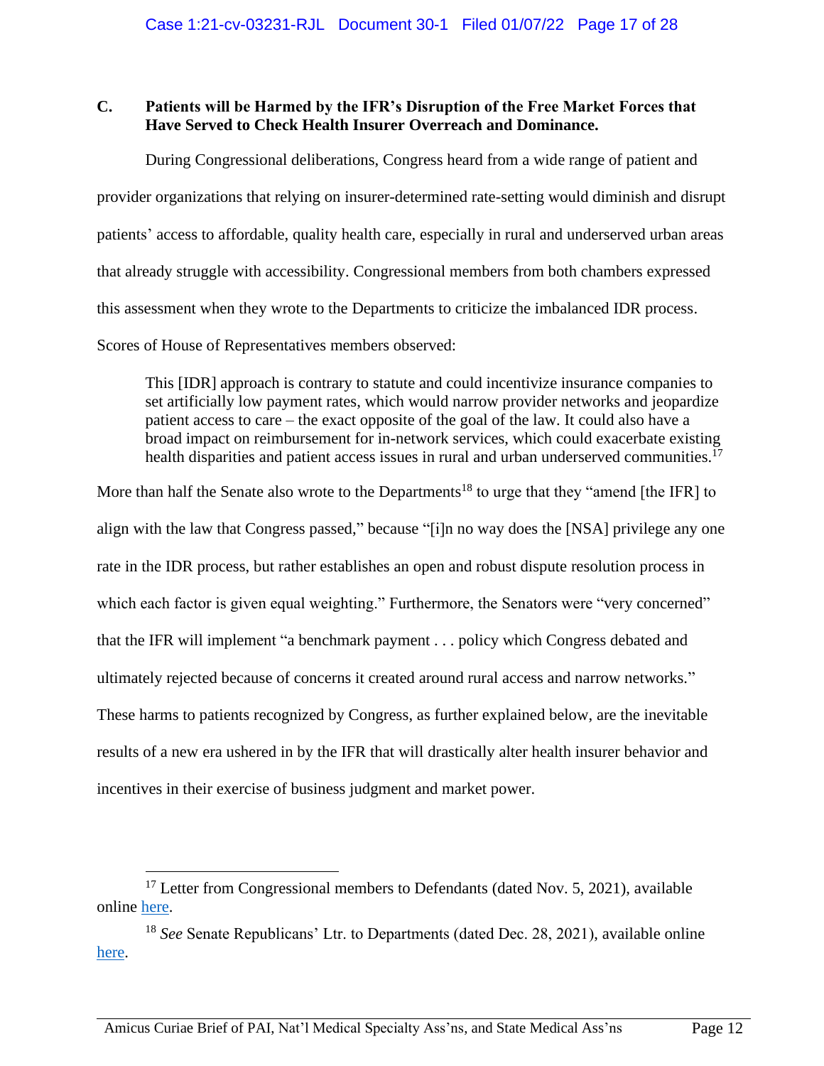### C. Patients will be Harmed by the IFR's Disruption of the Free Market Forces that Have Served to Check Health Insurer Overreach and Dominance.

During Congressional deliberations, Congress heard from a wide range of patient and provider organizations that relying on insurer-determined rate-setting would diminish and disrupt patients' access to affordable, quality health care, especially in rural and underserved urban areas that already struggle with accessibility. Congressional members from both chambers expressed this assessment when they wrote to the Departments to criticize the imbalanced IDR process. Scores of House of Representatives members observed:

> This [IDR] approach is contrary to statute and could incentivize insurance companies to set artificially low payment rates, which would narrow provider networks and jeopardize patient access to care – the exact opposite of the goal of the law. It could also have a broad impact on reimbursement for in-network services, which could exacerbate existing health disparities and patient access issues in rural and urban underserved communities.[17]

More than half the Senate also wrote to the Departments[18] to urge that they "amend [the IFR] to align with the law that Congress passed," because "[i]n no way does the [NSA] privilege any one rate in the IDR process, but rather establishes an open and robust dispute resolution process in which each factor is given equal weighting." Furthermore, the Senators were "very concerned" that the IFR will implement "a benchmark payment . . . policy which Congress debated and ultimately rejected because of concerns it created around rural access and narrow networks." These harms to patients recognized by Congress, as further explained below, are the inevitable results of a new era ushered in by the IFR that will drastically alter health insurer behavior and incentives in their exercise of business judgment and market power.

---

[17] Letter from Congressional members to Defendants (dated Nov. 5, 2021), available online here.

[18] *See* Senate Republicans' Ltr. to Departments (dated Dec. 28, 2021), available online here.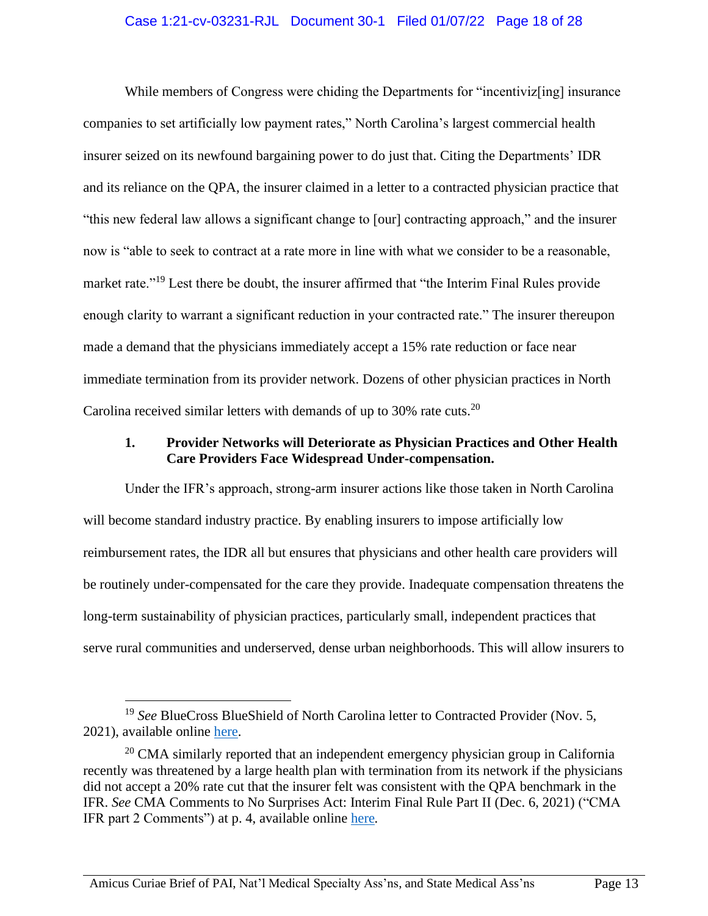While members of Congress were chiding the Departments for "incentiviz[ing] insurance companies to set artificially low payment rates," North Carolina's largest commercial health insurer seized on its newfound bargaining power to do just that. Citing the Departments' IDR and its reliance on the QPA, the insurer claimed in a letter to a contracted physician practice that "this new federal law allows a significant change to [our] contracting approach," and the insurer now is "able to seek to contract at a rate more in line with what we consider to be a reasonable, market rate."[19] Lest there be doubt, the insurer affirmed that "the Interim Final Rules provide enough clarity to warrant a significant reduction in your contracted rate." The insurer thereupon made a demand that the physicians immediately accept a 15% rate reduction or face near immediate termination from its provider network. Dozens of other physician practices in North Carolina received similar letters with demands of up to 30% rate cuts.[20]

### 1. Provider Networks will Deteriorate as Physician Practices and Other Health Care Providers Face Widespread Under-compensation.

Under the IFR's approach, strong-arm insurer actions like those taken in North Carolina will become standard industry practice. By enabling insurers to impose artificially low reimbursement rates, the IDR all but ensures that physicians and other health care providers will be routinely under-compensated for the care they provide. Inadequate compensation threatens the long-term sustainability of physician practices, particularly small, independent practices that serve rural communities and underserved, dense urban neighborhoods. This will allow insurers to

---

[19] *See* BlueCross BlueShield of North Carolina letter to Contracted Provider (Nov. 5, 2021), available online here.

[20] CMA similarly reported that an independent emergency physician group in California recently was threatened by a large health plan with termination from its network if the physicians did not accept a 20% rate cut that the insurer felt was consistent with the QPA benchmark in the IFR. *See* CMA Comments to No Surprises Act: Interim Final Rule Part II (Dec. 6, 2021) ("CMA IFR part 2 Comments") at p. 4, available online here.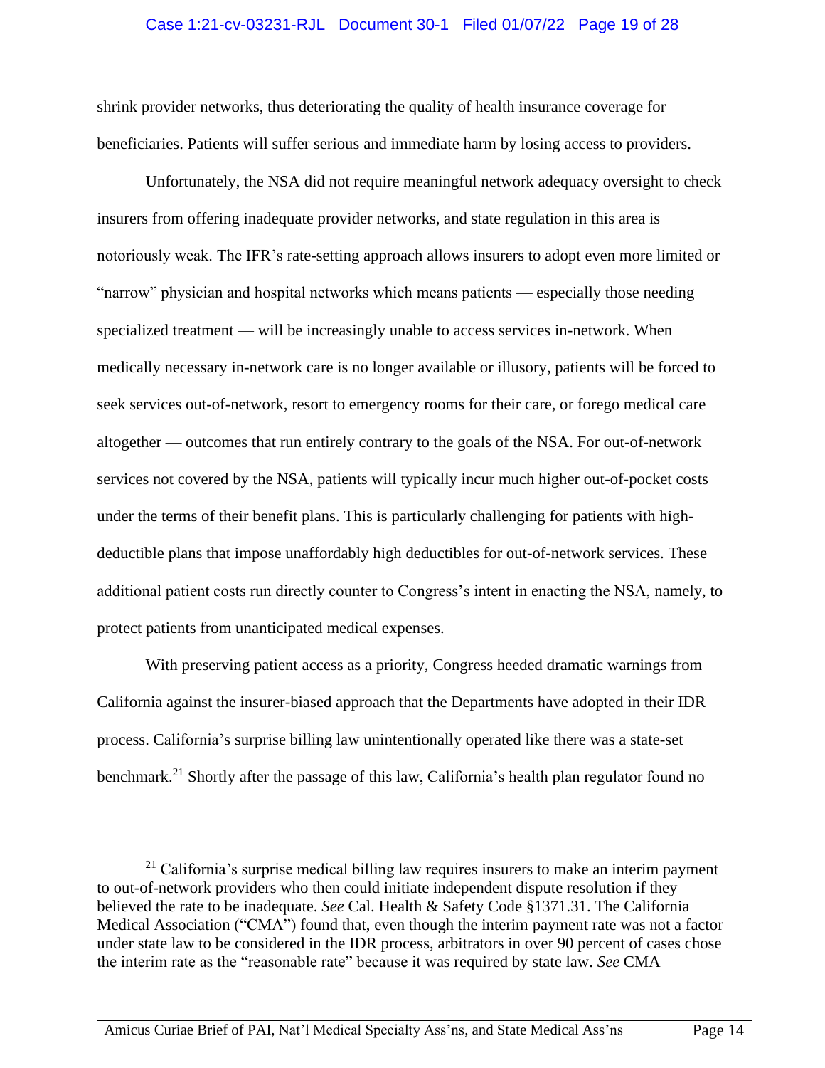shrink provider networks, thus deteriorating the quality of health insurance coverage for beneficiaries. Patients will suffer serious and immediate harm by losing access to providers.

Unfortunately, the NSA did not require meaningful network adequacy oversight to check insurers from offering inadequate provider networks, and state regulation in this area is notoriously weak. The IFR's rate-setting approach allows insurers to adopt even more limited or "narrow" physician and hospital networks which means patients — especially those needing specialized treatment — will be increasingly unable to access services in-network. When medically necessary in-network care is no longer available or illusory, patients will be forced to seek services out-of-network, resort to emergency rooms for their care, or forego medical care altogether — outcomes that run entirely contrary to the goals of the NSA. For out-of-network services not covered by the NSA, patients will typically incur much higher out-of-pocket costs under the terms of their benefit plans. This is particularly challenging for patients with high-deductible plans that impose unaffordably high deductibles for out-of-network services. These additional patient costs run directly counter to Congress's intent in enacting the NSA, namely, to protect patients from unanticipated medical expenses.

With preserving patient access as a priority, Congress heeded dramatic warnings from California against the insurer-biased approach that the Departments have adopted in their IDR process. California's surprise billing law unintentionally operated like there was a state-set benchmark.[21] Shortly after the passage of this law, California's health plan regulator found no

[21] California's surprise medical billing law requires insurers to make an interim payment to out-of-network providers who then could initiate independent dispute resolution if they believed the rate to be inadequate. *See* Cal. Health & Safety Code §1371.31. The California Medical Association ("CMA") found that, even though the interim payment rate was not a factor under state law to be considered in the IDR process, arbitrators in over 90 percent of cases chose the interim rate as the "reasonable rate" because it was required by state law. *See* CMA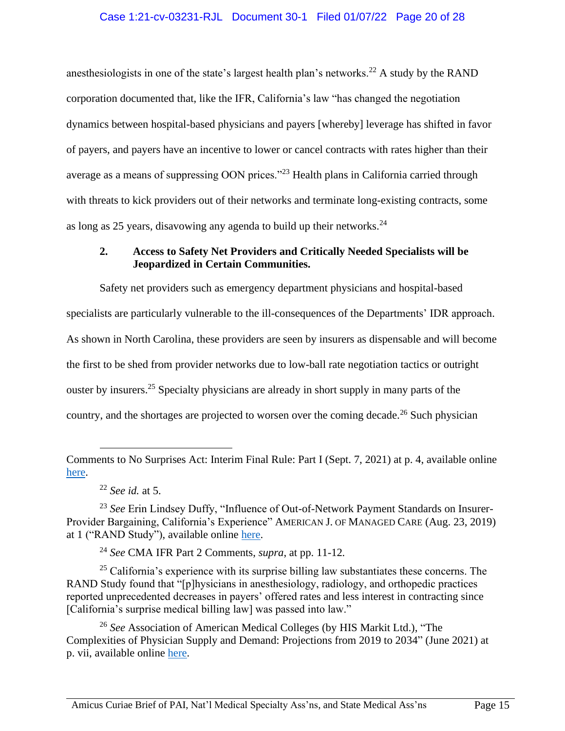anesthesiologists in one of the state's largest health plan's networks.[22] A study by the RAND corporation documented that, like the IFR, California's law "has changed the negotiation dynamics between hospital-based physicians and payers [whereby] leverage has shifted in favor of payers, and payers have an incentive to lower or cancel contracts with rates higher than their average as a means of suppressing OON prices."[23] Health plans in California carried through with threats to kick providers out of their networks and terminate long-existing contracts, some as long as 25 years, disavowing any agenda to build up their networks.[24]

### 2. Access to Safety Net Providers and Critically Needed Specialists will be Jeopardized in Certain Communities.

Safety net providers such as emergency department physicians and hospital-based specialists are particularly vulnerable to the ill-consequences of the Departments' IDR approach. As shown in North Carolina, these providers are seen by insurers as dispensable and will become the first to be shed from provider networks due to low-ball rate negotiation tactics or outright ouster by insurers.[25] Specialty physicians are already in short supply in many parts of the country, and the shortages are projected to worsen over the coming decade.[26] Such physician

---

Comments to No Surprises Act: Interim Final Rule: Part I (Sept. 7, 2021) at p. 4, available online here.

[22] *See id.* at 5.

[23] *See* Erin Lindsey Duffy, "Influence of Out-of-Network Payment Standards on Insurer-Provider Bargaining, California's Experience" American J. of Managed Care (Aug. 23, 2019) at 1 ("RAND Study"), available online here.

[24] *See* CMA IFR Part 2 Comments, *supra*, at pp. 11-12.

[25] California's experience with its surprise billing law substantiates these concerns. The RAND Study found that "[p]hysicians in anesthesiology, radiology, and orthopedic practices reported unprecedented decreases in payers' offered rates and less interest in contracting since [California's surprise medical billing law] was passed into law."

[26] *See* Association of American Medical Colleges (by HIS Markit Ltd.), "The Complexities of Physician Supply and Demand: Projections from 2019 to 2034" (June 2021) at p. vii, available online here.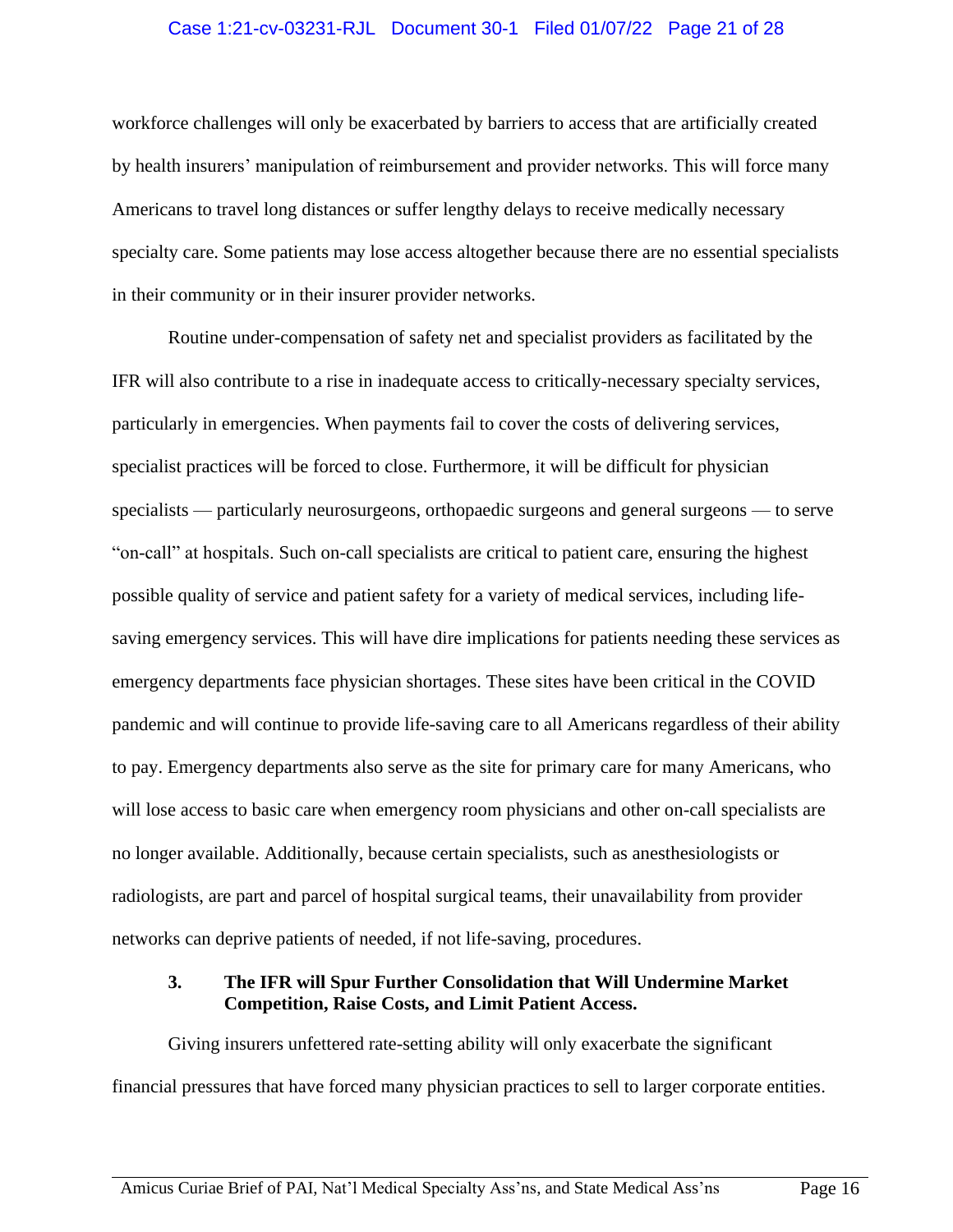workforce challenges will only be exacerbated by barriers to access that are artificially created by health insurers' manipulation of reimbursement and provider networks. This will force many Americans to travel long distances or suffer lengthy delays to receive medically necessary specialty care. Some patients may lose access altogether because there are no essential specialists in their community or in their insurer provider networks.

Routine under-compensation of safety net and specialist providers as facilitated by the IFR will also contribute to a rise in inadequate access to critically-necessary specialty services, particularly in emergencies. When payments fail to cover the costs of delivering services, specialist practices will be forced to close. Furthermore, it will be difficult for physician specialists — particularly neurosurgeons, orthopaedic surgeons and general surgeons — to serve "on-call" at hospitals. Such on-call specialists are critical to patient care, ensuring the highest possible quality of service and patient safety for a variety of medical services, including life-saving emergency services. This will have dire implications for patients needing these services as emergency departments face physician shortages. These sites have been critical in the COVID pandemic and will continue to provide life-saving care to all Americans regardless of their ability to pay. Emergency departments also serve as the site for primary care for many Americans, who will lose access to basic care when emergency room physicians and other on-call specialists are no longer available. Additionally, because certain specialists, such as anesthesiologists or radiologists, are part and parcel of hospital surgical teams, their unavailability from provider networks can deprive patients of needed, if not life-saving, procedures.

### 3. The IFR will Spur Further Consolidation that Will Undermine Market Competition, Raise Costs, and Limit Patient Access.

Giving insurers unfettered rate-setting ability will only exacerbate the significant financial pressures that have forced many physician practices to sell to larger corporate entities.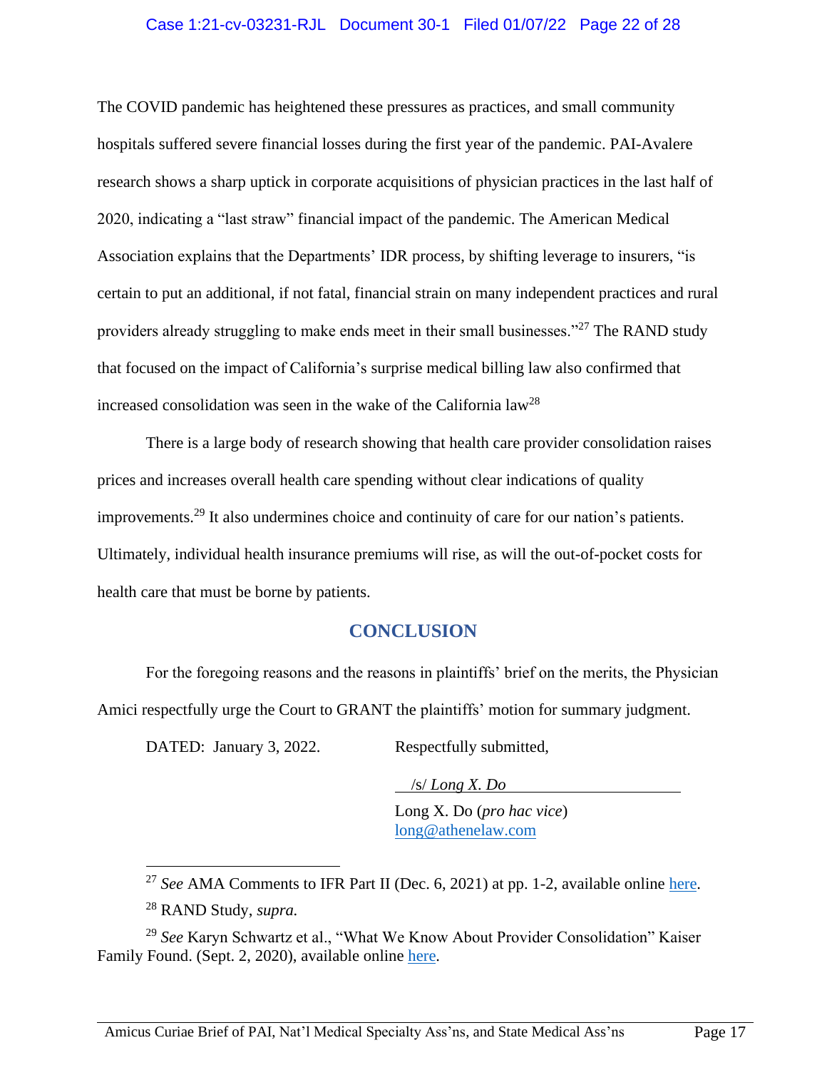The COVID pandemic has heightened these pressures as practices, and small community hospitals suffered severe financial losses during the first year of the pandemic. PAI-Avalere research shows a sharp uptick in corporate acquisitions of physician practices in the last half of 2020, indicating a "last straw" financial impact of the pandemic. The American Medical Association explains that the Departments' IDR process, by shifting leverage to insurers, "is certain to put an additional, if not fatal, financial strain on many independent practices and rural providers already struggling to make ends meet in their small businesses."[27] The RAND study that focused on the impact of California's surprise medical billing law also confirmed that increased consolidation was seen in the wake of the California law[28]

There is a large body of research showing that health care provider consolidation raises prices and increases overall health care spending without clear indications of quality improvements.[29] It also undermines choice and continuity of care for our nation's patients. Ultimately, individual health insurance premiums will rise, as will the out-of-pocket costs for health care that must be borne by patients.

## CONCLUSION

For the foregoing reasons and the reasons in plaintiffs' brief on the merits, the Physician Amici respectfully urge the Court to GRANT the plaintiffs' motion for summary judgment.

DATED: January 3, 2022.

Respectfully submitted,

/s/ *Long X. Do*

Long X. Do (*pro hac vice*)
long@athenelaw.com

---

[27] *See* AMA Comments to IFR Part II (Dec. 6, 2021) at pp. 1-2, available online here.

[28] RAND Study, *supra.*

[29] *See* Karyn Schwartz et al., "What We Know About Provider Consolidation" Kaiser Family Found. (Sept. 2, 2020), available online here.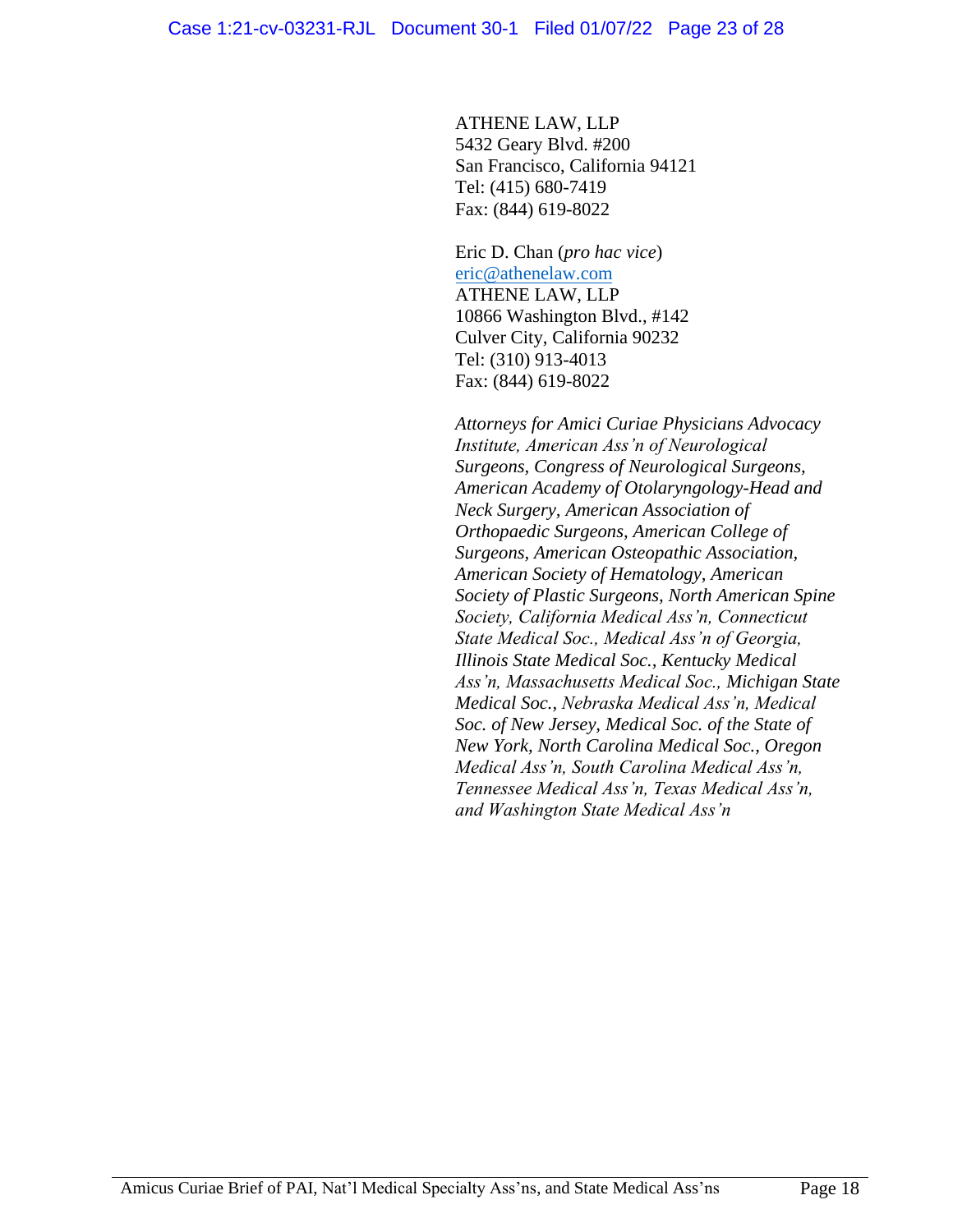ATHENE LAW, LLP
5432 Geary Blvd. #200
San Francisco, California 94121
Tel: (415) 680-7419
Fax: (844) 619-8022

Eric D. Chan (*pro hac vice*)
eric@athenelaw.com
ATHENE LAW, LLP
10866 Washington Blvd., #142
Culver City, California 90232
Tel: (310) 913-4013
Fax: (844) 619-8022

*Attorneys for Amici Curiae Physicians Advocacy Institute, American Ass'n of Neurological Surgeons, Congress of Neurological Surgeons, American Academy of Otolaryngology-Head and Neck Surgery, American Association of Orthopaedic Surgeons, American College of Surgeons, American Osteopathic Association, American Society of Hematology, American Society of Plastic Surgeons, North American Spine Society, California Medical Ass'n, Connecticut State Medical Soc., Medical Ass'n of Georgia, Illinois State Medical Soc., Kentucky Medical Ass'n, Massachusetts Medical Soc., Michigan State Medical Soc., Nebraska Medical Ass'n, Medical Soc. of New Jersey, Medical Soc. of the State of New York, North Carolina Medical Soc., Oregon Medical Ass'n, South Carolina Medical Ass'n, Tennessee Medical Ass'n, Texas Medical Ass'n, and Washington State Medical Ass'n*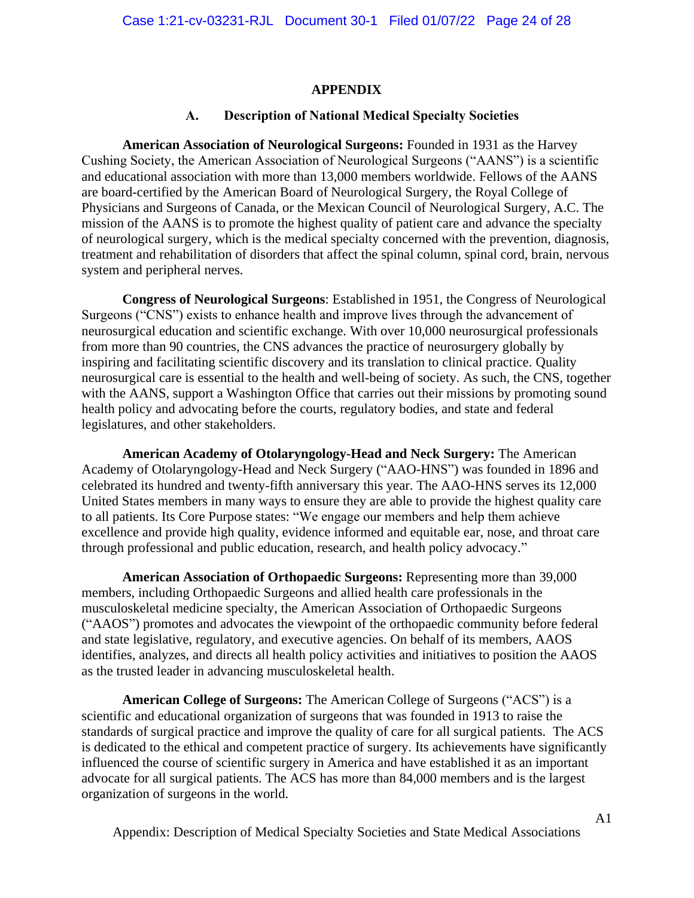# APPENDIX

## A. Description of National Medical Specialty Societies

**American Association of Neurological Surgeons:** Founded in 1931 as the Harvey Cushing Society, the American Association of Neurological Surgeons ("AANS") is a scientific and educational association with more than 13,000 members worldwide. Fellows of the AANS are board-certified by the American Board of Neurological Surgery, the Royal College of Physicians and Surgeons of Canada, or the Mexican Council of Neurological Surgery, A.C. The mission of the AANS is to promote the highest quality of patient care and advance the specialty of neurological surgery, which is the medical specialty concerned with the prevention, diagnosis, treatment and rehabilitation of disorders that affect the spinal column, spinal cord, brain, nervous system and peripheral nerves.

**Congress of Neurological Surgeons**: Established in 1951, the Congress of Neurological Surgeons ("CNS") exists to enhance health and improve lives through the advancement of neurosurgical education and scientific exchange. With over 10,000 neurosurgical professionals from more than 90 countries, the CNS advances the practice of neurosurgery globally by inspiring and facilitating scientific discovery and its translation to clinical practice. Quality neurosurgical care is essential to the health and well-being of society. As such, the CNS, together with the AANS, support a Washington Office that carries out their missions by promoting sound health policy and advocating before the courts, regulatory bodies, and state and federal legislatures, and other stakeholders.

**American Academy of Otolaryngology-Head and Neck Surgery:** The American Academy of Otolaryngology-Head and Neck Surgery ("AAO-HNS") was founded in 1896 and celebrated its hundred and twenty-fifth anniversary this year. The AAO-HNS serves its 12,000 United States members in many ways to ensure they are able to provide the highest quality care to all patients. Its Core Purpose states: "We engage our members and help them achieve excellence and provide high quality, evidence informed and equitable ear, nose, and throat care through professional and public education, research, and health policy advocacy."

**American Association of Orthopaedic Surgeons:** Representing more than 39,000 members, including Orthopaedic Surgeons and allied health care professionals in the musculoskeletal medicine specialty, the American Association of Orthopaedic Surgeons ("AAOS") promotes and advocates the viewpoint of the orthopaedic community before federal and state legislative, regulatory, and executive agencies. On behalf of its members, AAOS identifies, analyzes, and directs all health policy activities and initiatives to position the AAOS as the trusted leader in advancing musculoskeletal health.

**American College of Surgeons:** The American College of Surgeons ("ACS") is a scientific and educational organization of surgeons that was founded in 1913 to raise the standards of surgical practice and improve the quality of care for all surgical patients. The ACS is dedicated to the ethical and competent practice of surgery. Its achievements have significantly influenced the course of scientific surgery in America and have established it as an important advocate for all surgical patients. The ACS has more than 84,000 members and is the largest organization of surgeons in the world.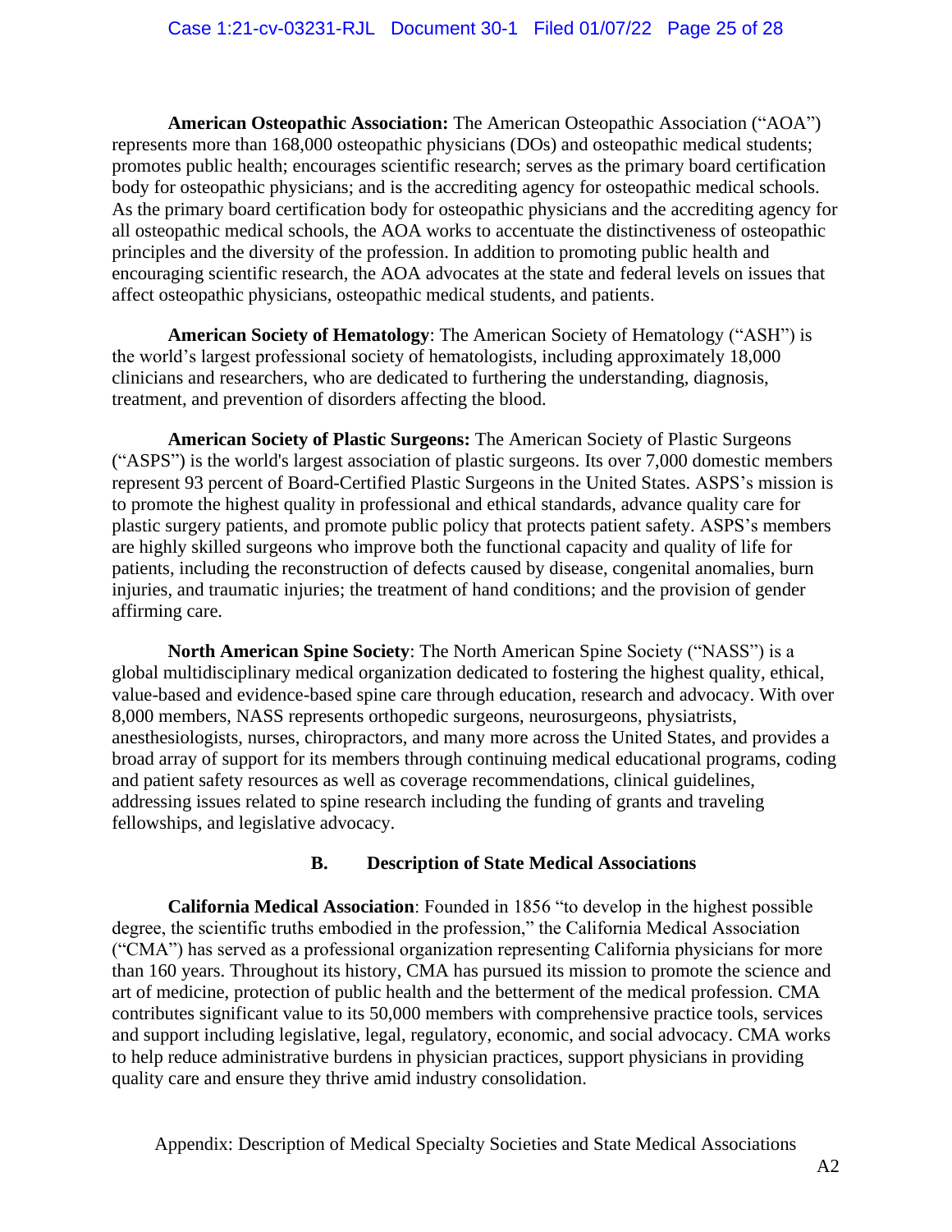**American Osteopathic Association:** The American Osteopathic Association ("AOA") represents more than 168,000 osteopathic physicians (DOs) and osteopathic medical students; promotes public health; encourages scientific research; serves as the primary board certification body for osteopathic physicians; and is the accrediting agency for osteopathic medical schools. As the primary board certification body for osteopathic physicians and the accrediting agency for all osteopathic medical schools, the AOA works to accentuate the distinctiveness of osteopathic principles and the diversity of the profession. In addition to promoting public health and encouraging scientific research, the AOA advocates at the state and federal levels on issues that affect osteopathic physicians, osteopathic medical students, and patients.

**American Society of Hematology**: The American Society of Hematology ("ASH") is the world's largest professional society of hematologists, including approximately 18,000 clinicians and researchers, who are dedicated to furthering the understanding, diagnosis, treatment, and prevention of disorders affecting the blood.

**American Society of Plastic Surgeons:** The American Society of Plastic Surgeons ("ASPS") is the world's largest association of plastic surgeons. Its over 7,000 domestic members represent 93 percent of Board-Certified Plastic Surgeons in the United States. ASPS's mission is to promote the highest quality in professional and ethical standards, advance quality care for plastic surgery patients, and promote public policy that protects patient safety. ASPS's members are highly skilled surgeons who improve both the functional capacity and quality of life for patients, including the reconstruction of defects caused by disease, congenital anomalies, burn injuries, and traumatic injuries; the treatment of hand conditions; and the provision of gender affirming care.

**North American Spine Society**: The North American Spine Society ("NASS") is a global multidisciplinary medical organization dedicated to fostering the highest quality, ethical, value-based and evidence-based spine care through education, research and advocacy. With over 8,000 members, NASS represents orthopedic surgeons, neurosurgeons, physiatrists, anesthesiologists, nurses, chiropractors, and many more across the United States, and provides a broad array of support for its members through continuing medical educational programs, coding and patient safety resources as well as coverage recommendations, clinical guidelines, addressing issues related to spine research including the funding of grants and traveling fellowships, and legislative advocacy.

### B. Description of State Medical Associations

**California Medical Association**: Founded in 1856 "to develop in the highest possible degree, the scientific truths embodied in the profession," the California Medical Association ("CMA") has served as a professional organization representing California physicians for more than 160 years. Throughout its history, CMA has pursued its mission to promote the science and art of medicine, protection of public health and the betterment of the medical profession. CMA contributes significant value to its 50,000 members with comprehensive practice tools, services and support including legislative, legal, regulatory, economic, and social advocacy. CMA works to help reduce administrative burdens in physician practices, support physicians in providing quality care and ensure they thrive amid industry consolidation.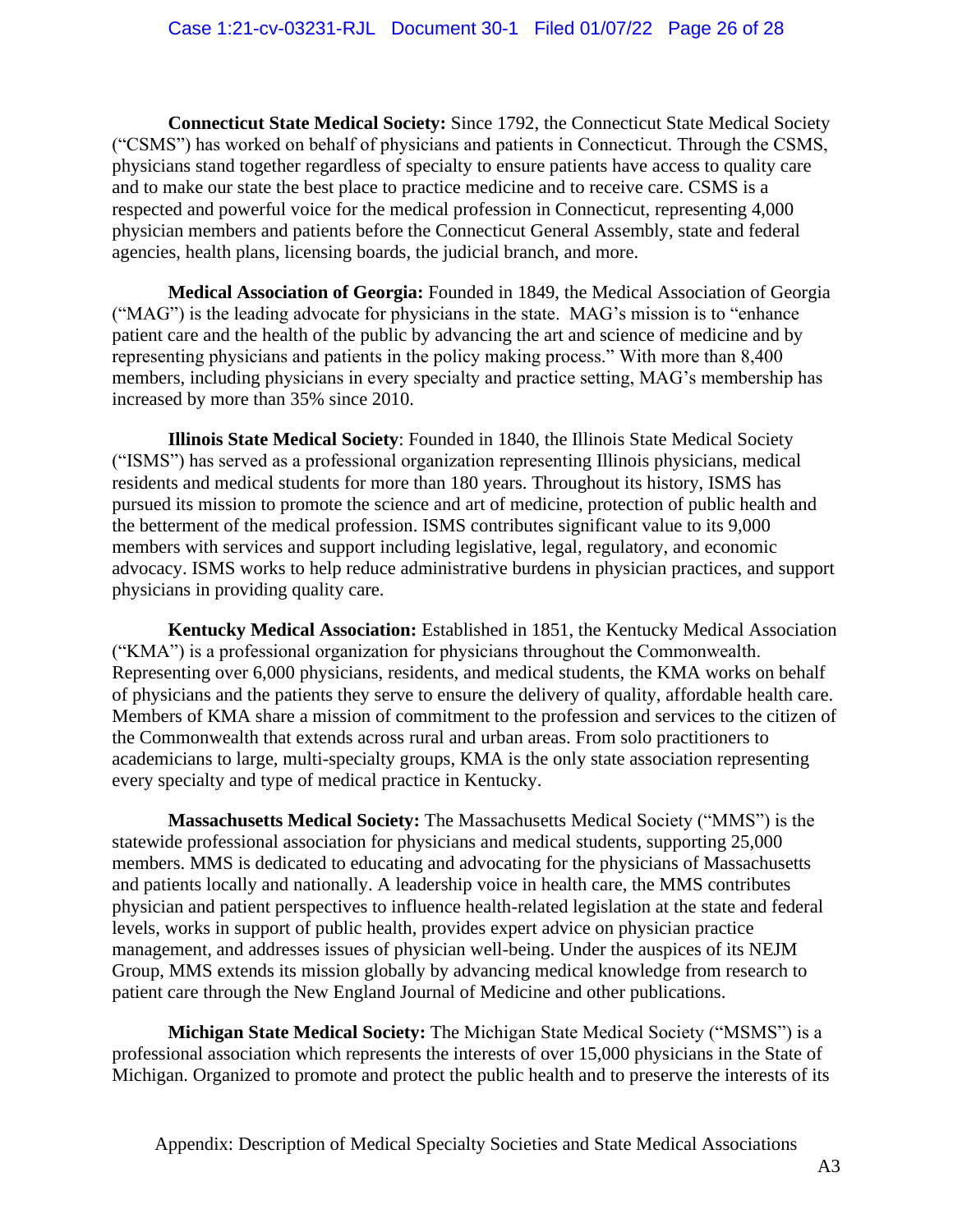**Connecticut State Medical Society:** Since 1792, the Connecticut State Medical Society ("CSMS") has worked on behalf of physicians and patients in Connecticut. Through the CSMS, physicians stand together regardless of specialty to ensure patients have access to quality care and to make our state the best place to practice medicine and to receive care. CSMS is a respected and powerful voice for the medical profession in Connecticut, representing 4,000 physician members and patients before the Connecticut General Assembly, state and federal agencies, health plans, licensing boards, the judicial branch, and more.

**Medical Association of Georgia:** Founded in 1849, the Medical Association of Georgia ("MAG") is the leading advocate for physicians in the state. MAG's mission is to "enhance patient care and the health of the public by advancing the art and science of medicine and by representing physicians and patients in the policy making process." With more than 8,400 members, including physicians in every specialty and practice setting, MAG's membership has increased by more than 35% since 2010.

**Illinois State Medical Society**: Founded in 1840, the Illinois State Medical Society ("ISMS") has served as a professional organization representing Illinois physicians, medical residents and medical students for more than 180 years. Throughout its history, ISMS has pursued its mission to promote the science and art of medicine, protection of public health and the betterment of the medical profession. ISMS contributes significant value to its 9,000 members with services and support including legislative, legal, regulatory, and economic advocacy. ISMS works to help reduce administrative burdens in physician practices, and support physicians in providing quality care.

**Kentucky Medical Association:** Established in 1851, the Kentucky Medical Association ("KMA") is a professional organization for physicians throughout the Commonwealth. Representing over 6,000 physicians, residents, and medical students, the KMA works on behalf of physicians and the patients they serve to ensure the delivery of quality, affordable health care. Members of KMA share a mission of commitment to the profession and services to the citizen of the Commonwealth that extends across rural and urban areas. From solo practitioners to academicians to large, multi-specialty groups, KMA is the only state association representing every specialty and type of medical practice in Kentucky.

**Massachusetts Medical Society:** The Massachusetts Medical Society ("MMS") is the statewide professional association for physicians and medical students, supporting 25,000 members. MMS is dedicated to educating and advocating for the physicians of Massachusetts and patients locally and nationally. A leadership voice in health care, the MMS contributes physician and patient perspectives to influence health-related legislation at the state and federal levels, works in support of public health, provides expert advice on physician practice management, and addresses issues of physician well-being. Under the auspices of its NEJM Group, MMS extends its mission globally by advancing medical knowledge from research to patient care through the New England Journal of Medicine and other publications.

**Michigan State Medical Society:** The Michigan State Medical Society ("MSMS") is a professional association which represents the interests of over 15,000 physicians in the State of Michigan. Organized to promote and protect the public health and to preserve the interests of its

Appendix: Description of Medical Specialty Societies and State Medical Associations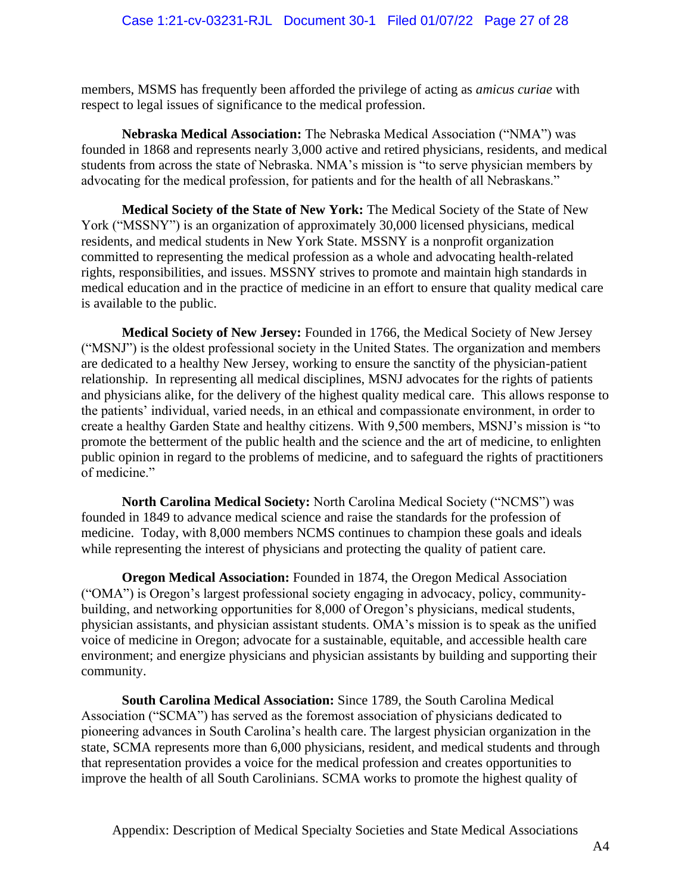members, MSMS has frequently been afforded the privilege of acting as *amicus curiae* with respect to legal issues of significance to the medical profession.

**Nebraska Medical Association:** The Nebraska Medical Association ("NMA") was founded in 1868 and represents nearly 3,000 active and retired physicians, residents, and medical students from across the state of Nebraska. NMA's mission is "to serve physician members by advocating for the medical profession, for patients and for the health of all Nebraskans."

**Medical Society of the State of New York:** The Medical Society of the State of New York ("MSSNY") is an organization of approximately 30,000 licensed physicians, medical residents, and medical students in New York State. MSSNY is a nonprofit organization committed to representing the medical profession as a whole and advocating health-related rights, responsibilities, and issues. MSSNY strives to promote and maintain high standards in medical education and in the practice of medicine in an effort to ensure that quality medical care is available to the public.

**Medical Society of New Jersey:** Founded in 1766, the Medical Society of New Jersey ("MSNJ") is the oldest professional society in the United States. The organization and members are dedicated to a healthy New Jersey, working to ensure the sanctity of the physician-patient relationship. In representing all medical disciplines, MSNJ advocates for the rights of patients and physicians alike, for the delivery of the highest quality medical care. This allows response to the patients' individual, varied needs, in an ethical and compassionate environment, in order to create a healthy Garden State and healthy citizens. With 9,500 members, MSNJ's mission is "to promote the betterment of the public health and the science and the art of medicine, to enlighten public opinion in regard to the problems of medicine, and to safeguard the rights of practitioners of medicine."

**North Carolina Medical Society:** North Carolina Medical Society ("NCMS") was founded in 1849 to advance medical science and raise the standards for the profession of medicine. Today, with 8,000 members NCMS continues to champion these goals and ideals while representing the interest of physicians and protecting the quality of patient care.

**Oregon Medical Association:** Founded in 1874, the Oregon Medical Association ("OMA") is Oregon's largest professional society engaging in advocacy, policy, community-building, and networking opportunities for 8,000 of Oregon's physicians, medical students, physician assistants, and physician assistant students. OMA's mission is to speak as the unified voice of medicine in Oregon; advocate for a sustainable, equitable, and accessible health care environment; and energize physicians and physician assistants by building and supporting their community.

**South Carolina Medical Association:** Since 1789, the South Carolina Medical Association ("SCMA") has served as the foremost association of physicians dedicated to pioneering advances in South Carolina's health care. The largest physician organization in the state, SCMA represents more than 6,000 physicians, resident, and medical students and through that representation provides a voice for the medical profession and creates opportunities to improve the health of all South Carolinians. SCMA works to promote the highest quality of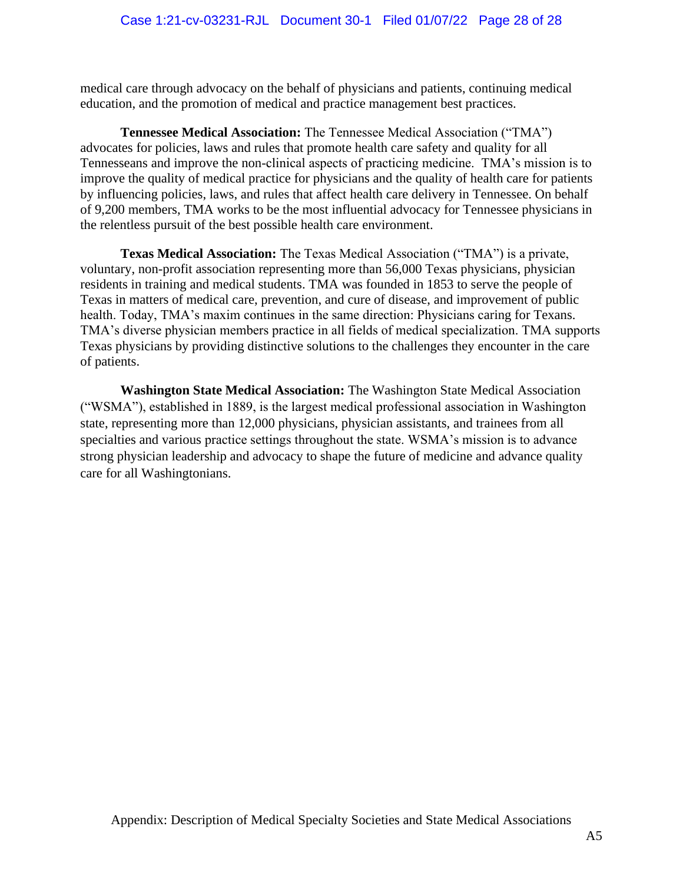medical care through advocacy on the behalf of physicians and patients, continuing medical education, and the promotion of medical and practice management best practices.

**Tennessee Medical Association:** The Tennessee Medical Association ("TMA") advocates for policies, laws and rules that promote health care safety and quality for all Tennesseans and improve the non-clinical aspects of practicing medicine. TMA's mission is to improve the quality of medical practice for physicians and the quality of health care for patients by influencing policies, laws, and rules that affect health care delivery in Tennessee. On behalf of 9,200 members, TMA works to be the most influential advocacy for Tennessee physicians in the relentless pursuit of the best possible health care environment.

**Texas Medical Association:** The Texas Medical Association ("TMA") is a private, voluntary, non-profit association representing more than 56,000 Texas physicians, physician residents in training and medical students. TMA was founded in 1853 to serve the people of Texas in matters of medical care, prevention, and cure of disease, and improvement of public health. Today, TMA's maxim continues in the same direction: Physicians caring for Texans. TMA's diverse physician members practice in all fields of medical specialization. TMA supports Texas physicians by providing distinctive solutions to the challenges they encounter in the care of patients.

**Washington State Medical Association:** The Washington State Medical Association ("WSMA"), established in 1889, is the largest medical professional association in Washington state, representing more than 12,000 physicians, physician assistants, and trainees from all specialties and various practice settings throughout the state. WSMA's mission is to advance strong physician leadership and advocacy to shape the future of medicine and advance quality care for all Washingtonians.